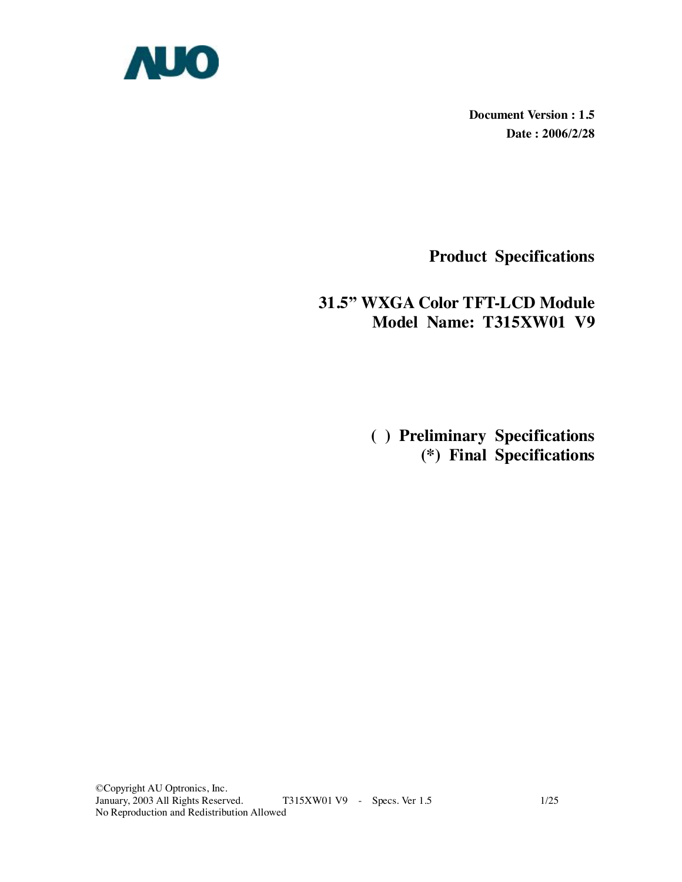AUO

**Document Version : 1.5**
**Date : 2006/2/28**

# Product Specifications

## 31.5" WXGA Color TFT-LCD Module
## Model Name: T315XW01 V9

**( ) Preliminary Specifications**
**(*) Final Specifications**

©Copyright AU Optronics, Inc.
January, 2003 All Rights Reserved.
No Reproduction and Redistribution Allowed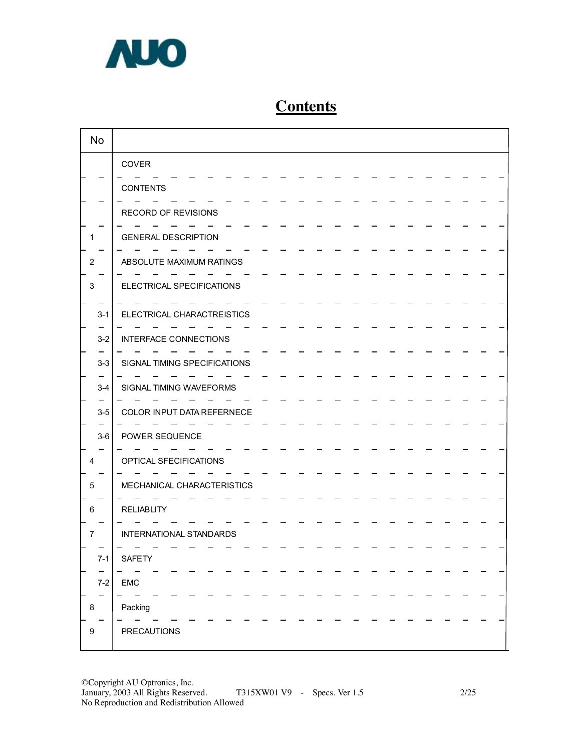# Contents

| No | |
|---|---|
| | COVER |
| | CONTENTS |
| | RECORD OF REVISIONS |
| 1 | GENERAL DESCRIPTION |
| 2 | ABSOLUTE MAXIMUM RATINGS |
| 3 | ELECTRICAL SPECIFICATIONS |
| 3-1 | ELECTRICAL CHARACTREISTICS |
| 3-2 | INTERFACE CONNECTIONS |
| 3-3 | SIGNAL TIMING SPECIFICATIONS |
| 3-4 | SIGNAL TIMING WAVEFORMS |
| 3-5 | COLOR INPUT DATA REFERNECE |
| 3-6 | POWER SEQUENCE |
| 4 | OPTICAL SFECIFICATIONS |
| 5 | MECHANICAL CHARACTERISTICS |
| 6 | RELIABLITY |
| 7 | INTERNATIONAL STANDARDS |
| 7-1 | SAFETY |
| 7-2 | EMC |
| 8 | Packing |
| 9 | PRECAUTIONS |

©Copyright AU Optronics, Inc.
January, 2003 All Rights Reserved. T315XW01 V9 - Specs. Ver 1.5
No Reproduction and Redistribution Allowed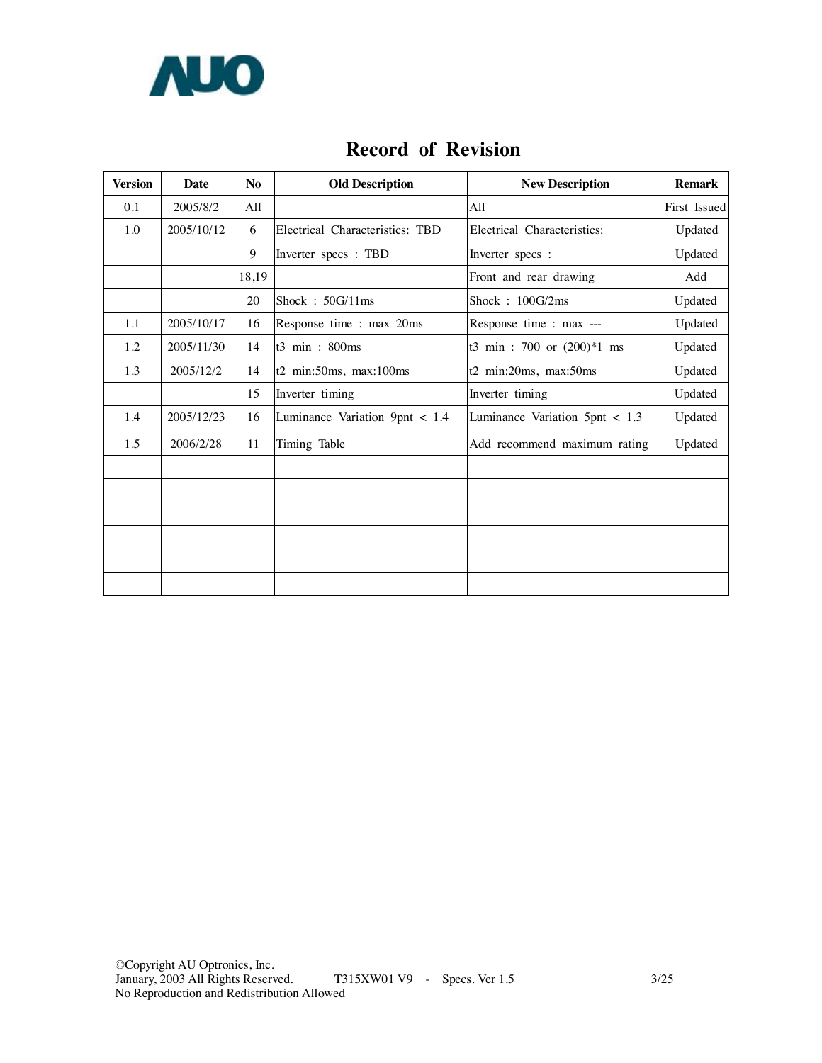# Record of Revision

| Version | Date | No | Old Description | New Description | Remark |
|---|---|---|---|---|---|
| 0.1 | 2005/8/2 | All | | All | First Issued |
| 1.0 | 2005/10/12 | 6 | Electrical Characteristics: TBD | Electrical Characteristics: | Updated |
| | | 9 | Inverter specs : TBD | Inverter specs : | Updated |
| | | 18,19 | | Front and rear drawing | Add |
| | | 20 | Shock : 50G/11ms | Shock : 100G/2ms | Updated |
| 1.1 | 2005/10/17 | 16 | Response time : max 20ms | Response time : max --- | Updated |
| 1.2 | 2005/11/30 | 14 | t3 min : 800ms | t3 min : 700 or (200)*1 ms | Updated |
| 1.3 | 2005/12/2 | 14 | t2 min:50ms, max:100ms | t2 min:20ms, max:50ms | Updated |
| | | 15 | Inverter timing | Inverter timing | Updated |
| 1.4 | 2005/12/23 | 16 | Luminance Variation 9pnt < 1.4 | Luminance Variation 5pnt < 1.3 | Updated |
| 1.5 | 2006/2/28 | 11 | Timing Table | Add recommend maximum rating | Updated |
| | | | | | |
| | | | | | |
| | | | | | |
| | | | | | |
| | | | | | |
| | | | | | |

©Copyright AU Optronics, Inc.
January, 2003 All Rights Reserved. T315XW01 V9 - Specs. Ver 1.5
No Reproduction and Redistribution Allowed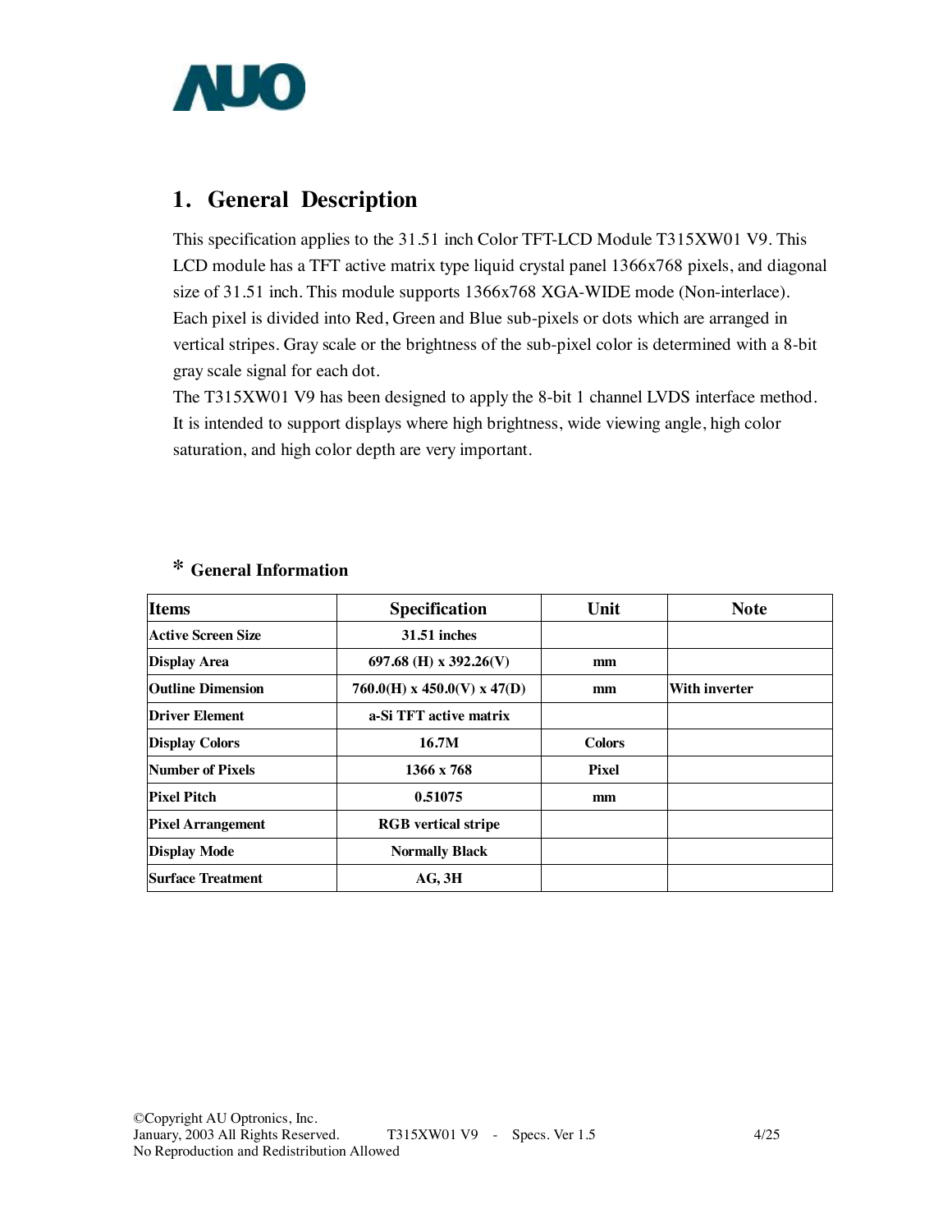# 1. General Description

This specification applies to the 31.51 inch Color TFT-LCD Module T315XW01 V9. This LCD module has a TFT active matrix type liquid crystal panel 1366x768 pixels, and diagonal size of 31.51 inch. This module supports 1366x768 XGA-WIDE mode (Non-interlace). Each pixel is divided into Red, Green and Blue sub-pixels or dots which are arranged in vertical stripes. Gray scale or the brightness of the sub-pixel color is determined with a 8-bit gray scale signal for each dot.

The T315XW01 V9 has been designed to apply the 8-bit 1 channel LVDS interface method. It is intended to support displays where high brightness, wide viewing angle, high color saturation, and high color depth are very important.

## * General Information

| Items | Specification | Unit | Note |
|---|---|---|---|
| **Active Screen Size** | **31.51 inches** | | |
| **Display Area** | **697.68 (H) x 392.26(V)** | **mm** | |
| **Outline Dimension** | **760.0(H) x 450.0(V) x 47(D)** | **mm** | **With inverter** |
| **Driver Element** | **a-Si TFT active matrix** | | |
| **Display Colors** | **16.7M** | **Colors** | |
| **Number of Pixels** | **1366 x 768** | **Pixel** | |
| **Pixel Pitch** | **0.51075** | **mm** | |
| **Pixel Arrangement** | **RGB vertical stripe** | | |
| **Display Mode** | **Normally Black** | | |
| **Surface Treatment** | **AG, 3H** | | |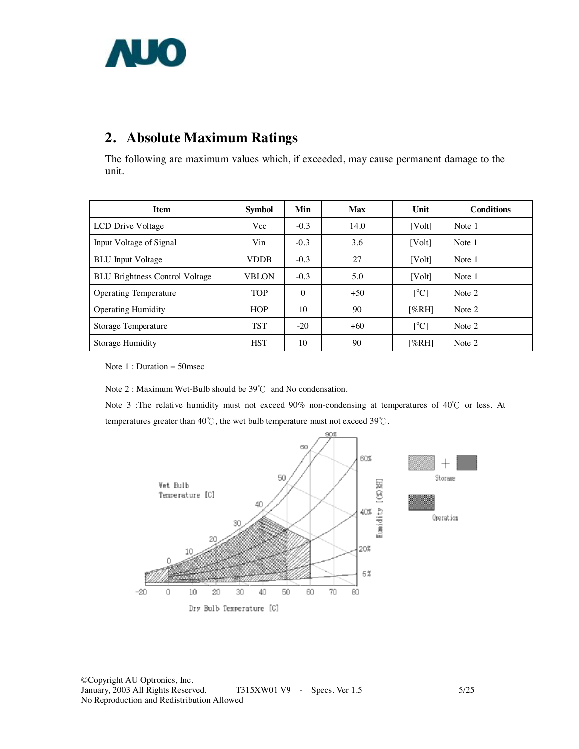## 2. Absolute Maximum Ratings

The following are maximum values which, if exceeded, may cause permanent damage to the unit.

| Item | Symbol | Min | Max | Unit | Conditions |
|---|---|---|---|---|---|
| LCD Drive Voltage | Vcc | -0.3 | 14.0 | [Volt] | Note 1 |
| Input Voltage of Signal | Vin | -0.3 | 3.6 | [Volt] | Note 1 |
| BLU Input Voltage | VDDB | -0.3 | 27 | [Volt] | Note 1 |
| BLU Brightness Control Voltage | VBLON | -0.3 | 5.0 | [Volt] | Note 1 |
| Operating Temperature | TOP | 0 | +50 | [°C] | Note 2 |
| Operating Humidity | HOP | 10 | 90 | [%RH] | Note 2 |
| Storage Temperature | TST | -20 | +60 | [°C] | Note 2 |
| Storage Humidity | HST | 10 | 90 | [%RH] | Note 2 |

Note 1 : Duration = 50msec

Note 2 : Maximum Wet-Bulb should be 39℃ and No condensation.

Note 3 :The relative humidity must not exceed 90% non-condensing at temperatures of 40℃ or less. At temperatures greater than 40℃, the wet bulb temperature must not exceed 39℃.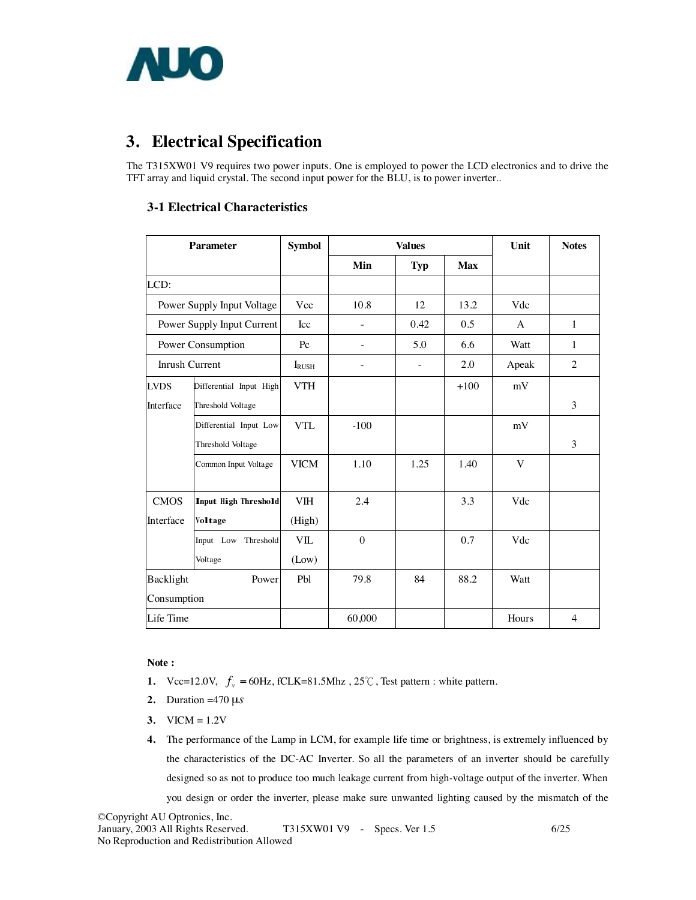# 3. Electrical Specification

The T315XW01 V9 requires two power inputs. One is employed to power the LCD electronics and to drive the TFT array and liquid crystal. The second input power for the BLU, is to power inverter..

## 3-1 Electrical Characteristics

| Parameter | | Symbol | Values | | | Unit | Notes |
|---|---|---|---|---|---|---|---|
| | | | Min | Typ | Max | | |
| LCD: | | | | | | | |
| | Power Supply Input Voltage | Vcc | 10.8 | 12 | 13.2 | Vdc | |
| | Power Supply Input Current | Icc | - | 0.42 | 0.5 | A | 1 |
| | Power Consumption | Pc | - | 5.0 | 6.6 | Watt | 1 |
| | Inrush Current | $I_{RUSH}$ | - | - | 2.0 | Apeak | 2 |
| LVDS Interface | Differential Input High Threshold Voltage | VTH | | | +100 | mV | 3 |
| | Differential Input Low Threshold Voltage | VTL | -100 | | | mV | 3 |
| | Common Input Voltage | VICM | 1.10 | 1.25 | 1.40 | V | |
| CMOS Interface | **Input High Threshold Voltage** | VIH (High) | 2.4 | | 3.3 | Vdc | |
| | Input Low Threshold Voltage | VIL (Low) | 0 | | 0.7 | Vdc | |
| Backlight Power Consumption | | Pbl | 79.8 | 84 | 88.2 | Watt | |
| Life Time | | | 60,000 | | | Hours | 4 |

**Note :**

1. Vcc=12.0V, $f_v$ = 60Hz, fCLK=81.5Mhz , 25℃ , Test pattern : white pattern.
2. Duration =470 µs
3. VICM = 1.2V
4. The performance of the Lamp in LCM, for example life time or brightness, is extremely influenced by the characteristics of the DC-AC Inverter. So all the parameters of an inverter should be carefully designed so as not to produce too much leakage current from high-voltage output of the inverter. When you design or order the inverter, please make sure unwanted lighting caused by the mismatch of the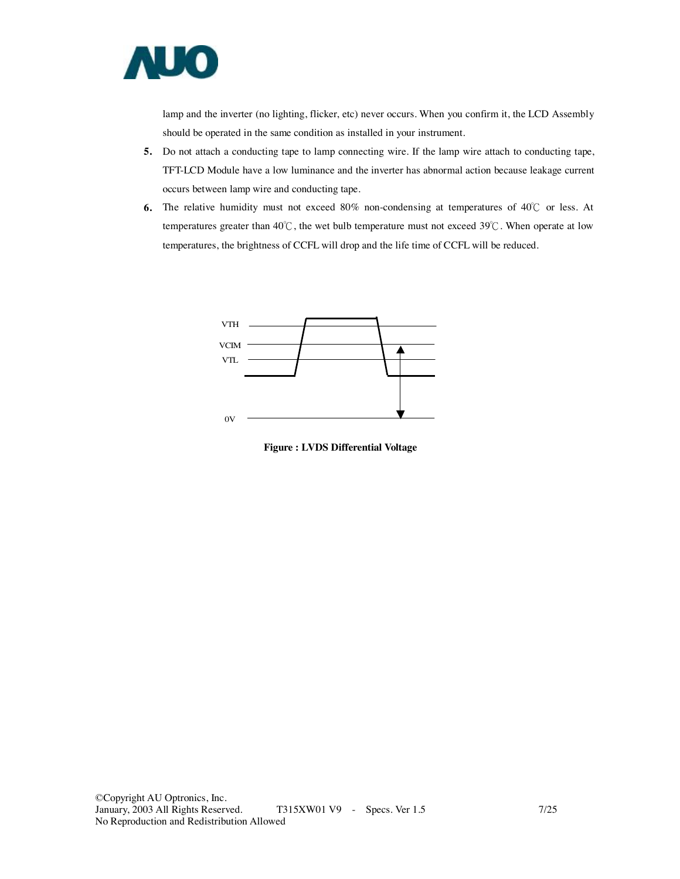lamp and the inverter (no lighting, flicker, etc) never occurs. When you confirm it, the LCD Assembly should be operated in the same condition as installed in your instrument.

5. Do not attach a conducting tape to lamp connecting wire. If the lamp wire attach to conducting tape, TFT-LCD Module have a low luminance and the inverter has abnormal action because leakage current occurs between lamp wire and conducting tape.
6. The relative humidity must not exceed 80% non-condensing at temperatures of 40℃ or less. At temperatures greater than 40℃, the wet bulb temperature must not exceed 39℃. When operate at low temperatures, the brightness of CCFL will drop and the life time of CCFL will be reduced.

VTH

VCIM

VTL

0V

**Figure : LVDS Differential Voltage**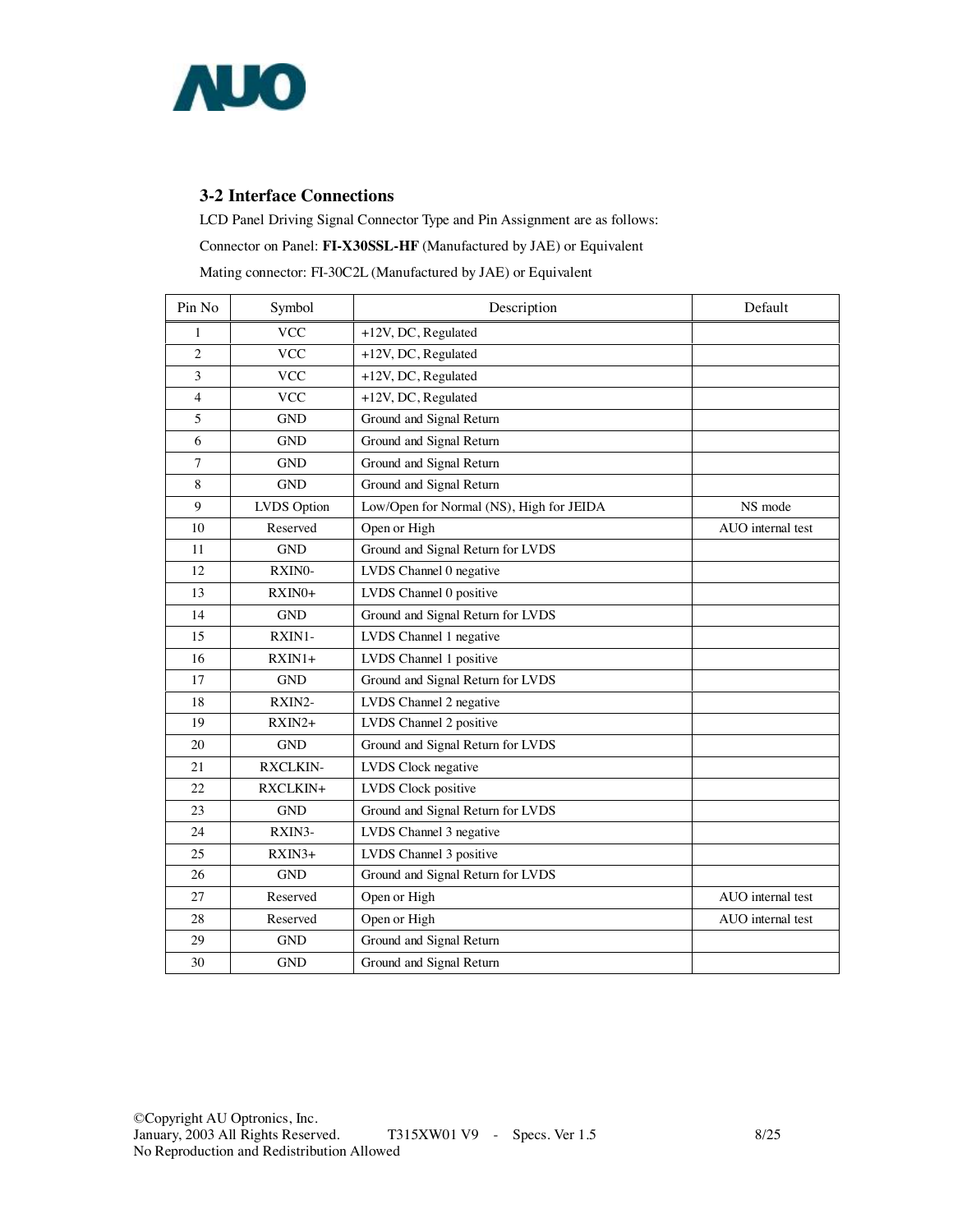### 3-2 Interface Connections

LCD Panel Driving Signal Connector Type and Pin Assignment are as follows:

Connector on Panel: **FI-X30SSL-HF** (Manufactured by JAE) or Equivalent

Mating connector: FI-30C2L (Manufactured by JAE) or Equivalent

| Pin No | Symbol | Description | Default |
|---|---|---|---|
| 1 | VCC | +12V, DC, Regulated | |
| 2 | VCC | +12V, DC, Regulated | |
| 3 | VCC | +12V, DC, Regulated | |
| 4 | VCC | +12V, DC, Regulated | |
| 5 | GND | Ground and Signal Return | |
| 6 | GND | Ground and Signal Return | |
| 7 | GND | Ground and Signal Return | |
| 8 | GND | Ground and Signal Return | |
| 9 | LVDS Option | Low/Open for Normal (NS), High for JEIDA | NS mode |
| 10 | Reserved | Open or High | AUO internal test |
| 11 | GND | Ground and Signal Return for LVDS | |
| 12 | RXIN0- | LVDS Channel 0 negative | |
| 13 | RXIN0+ | LVDS Channel 0 positive | |
| 14 | GND | Ground and Signal Return for LVDS | |
| 15 | RXIN1- | LVDS Channel 1 negative | |
| 16 | RXIN1+ | LVDS Channel 1 positive | |
| 17 | GND | Ground and Signal Return for LVDS | |
| 18 | RXIN2- | LVDS Channel 2 negative | |
| 19 | RXIN2+ | LVDS Channel 2 positive | |
| 20 | GND | Ground and Signal Return for LVDS | |
| 21 | RXCLKIN- | LVDS Clock negative | |
| 22 | RXCLKIN+ | LVDS Clock positive | |
| 23 | GND | Ground and Signal Return for LVDS | |
| 24 | RXIN3- | LVDS Channel 3 negative | |
| 25 | RXIN3+ | LVDS Channel 3 positive | |
| 26 | GND | Ground and Signal Return for LVDS | |
| 27 | Reserved | Open or High | AUO internal test |
| 28 | Reserved | Open or High | AUO internal test |
| 29 | GND | Ground and Signal Return | |
| 30 | GND | Ground and Signal Return | |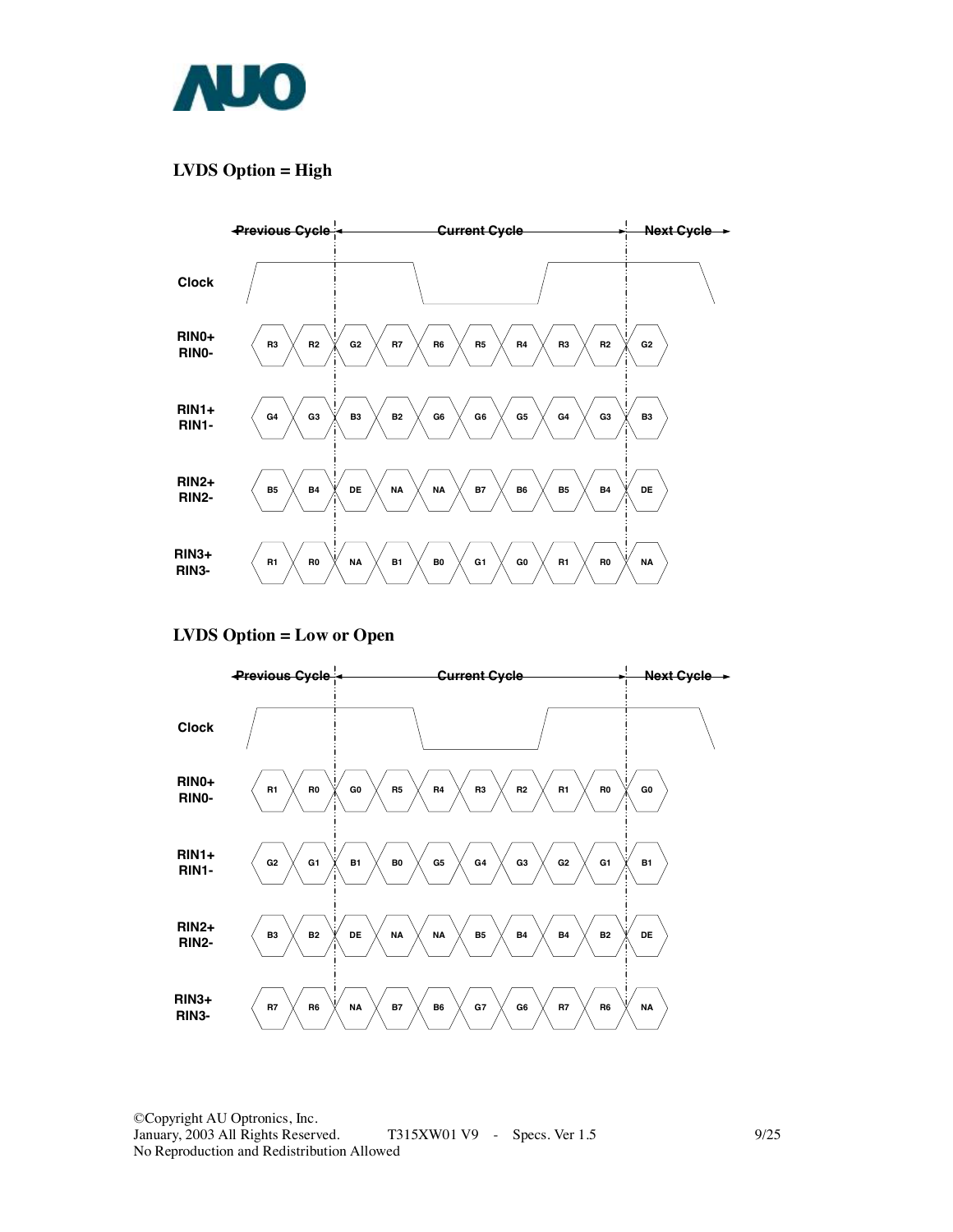## LVDS Option = High

| | Previous Cycle | | Current Cycle | | | | | | | Next Cycle |
|---|---|---|---|---|---|---|---|---|---|---|
| RIN0+ / RIN0- | R3 | R2 | G2 | R7 | R6 | R5 | R4 | R3 | R2 | G2 |
| RIN1+ / RIN1- | G4 | G3 | B3 | B2 | G6 | G6 | G5 | G4 | G3 | B3 |
| RIN2+ / RIN2- | B5 | B4 | DE | NA | NA | B7 | B6 | B5 | B4 | DE |
| RIN3+ / RIN3- | R1 | R0 | NA | B1 | B0 | G1 | G0 | R1 | R0 | NA |

## LVDS Option = Low or Open

| | Previous Cycle | | Current Cycle | | | | | | | Next Cycle |
|---|---|---|---|---|---|---|---|---|---|---|
| RIN0+ / RIN0- | R1 | R0 | G0 | R5 | R4 | R3 | R2 | R1 | R0 | G0 |
| RIN1+ / RIN1- | G2 | G1 | B1 | B0 | G5 | G4 | G3 | G2 | G1 | B1 |
| RIN2+ / RIN2- | B3 | B2 | DE | NA | NA | B5 | B4 | B4 | B2 | DE |
| RIN3+ / RIN3- | R7 | R6 | NA | B7 | B6 | G7 | G6 | R7 | R6 | NA |

©Copyright AU Optronics, Inc.
January, 2003 All Rights Reserved. T315XW01 V9 - Specs. Ver 1.5
No Reproduction and Redistribution Allowed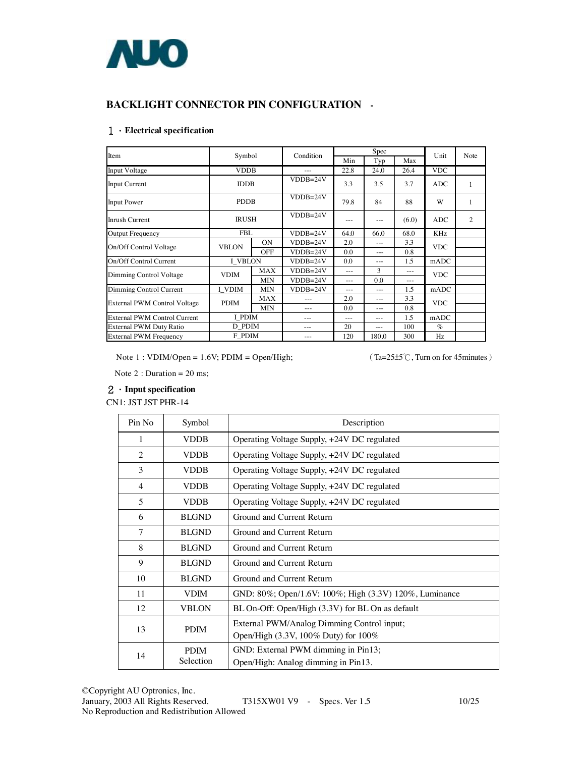## BACKLIGHT CONNECTOR PIN CONFIGURATION -

### 1 · Electrical specification

| Item | Symbol | | Condition | Spec Min | Spec Typ | Spec Max | Unit | Note |
|---|---|---|---|---|---|---|---|---|
| Input Voltage | VDDB | | --- | 22.8 | 24.0 | 26.4 | VDC | |
| Input Current | IDDB | | VDDB=24V | 3.3 | 3.5 | 3.7 | ADC | 1 |
| Input Power | PDDB | | VDDB=24V | 79.8 | 84 | 88 | W | 1 |
| Inrush Current | IRUSH | | VDDB=24V | --- | --- | (6.0) | ADC | 2 |
| Output Frequency | FBL | | VDDB=24V | 64.0 | 66.0 | 68.0 | KHz | |
| On/Off Control Voltage | VBLON | ON | VDDB=24V | 2.0 | --- | 3.3 | VDC | |
| | | OFF | VDDB=24V | 0.0 | --- | 0.8 | | |
| On/Off Control Current | I_VBLON | | VDDB=24V | 0.0 | --- | 1.5 | mADC | |
| Dimming Control Voltage | VDIM | MAX | VDDB=24V | --- | 3 | --- | VDC | |
| | | MIN | VDDB=24V | --- | 0.0 | --- | | |
| Dimming Control Current | I_VDIM | MIN | VDDB=24V | --- | --- | 1.5 | mADC | |
| External PWM Control Voltage | PDIM | MAX | --- | 2.0 | --- | 3.3 | VDC | |
| | | MIN | --- | 0.0 | --- | 0.8 | | |
| External PWM Control Current | I_PDIM | | --- | --- | --- | 1.5 | mADC | |
| External PWM Duty Ratio | D_PDIM | | --- | 20 | --- | 100 | % | |
| External PWM Frequency | F_PDIM | | --- | 120 | 180.0 | 300 | Hz | |

Note 1 : VDIM/Open = 1.6V; PDIM = Open/High; （Ta=25±5℃, Turn on for 45minutes）

Note 2 : Duration = 20 ms;

### 2 · Input specification

CN1: JST JST PHR-14

| Pin No | Symbol | Description |
|---|---|---|
| 1 | VDDB | Operating Voltage Supply, +24V DC regulated |
| 2 | VDDB | Operating Voltage Supply, +24V DC regulated |
| 3 | VDDB | Operating Voltage Supply, +24V DC regulated |
| 4 | VDDB | Operating Voltage Supply, +24V DC regulated |
| 5 | VDDB | Operating Voltage Supply, +24V DC regulated |
| 6 | BLGND | Ground and Current Return |
| 7 | BLGND | Ground and Current Return |
| 8 | BLGND | Ground and Current Return |
| 9 | BLGND | Ground and Current Return |
| 10 | BLGND | Ground and Current Return |
| 11 | VDIM | GND: 80%; Open/1.6V: 100%; High (3.3V) 120%, Luminance |
| 12 | VBLON | BL On-Off: Open/High (3.3V) for BL On as default |
| 13 | PDIM | External PWM/Analog Dimming Control input; Open/High (3.3V, 100% Duty) for 100% |
| 14 | PDIM Selection | GND: External PWM dimming in Pin13; Open/High: Analog dimming in Pin13. |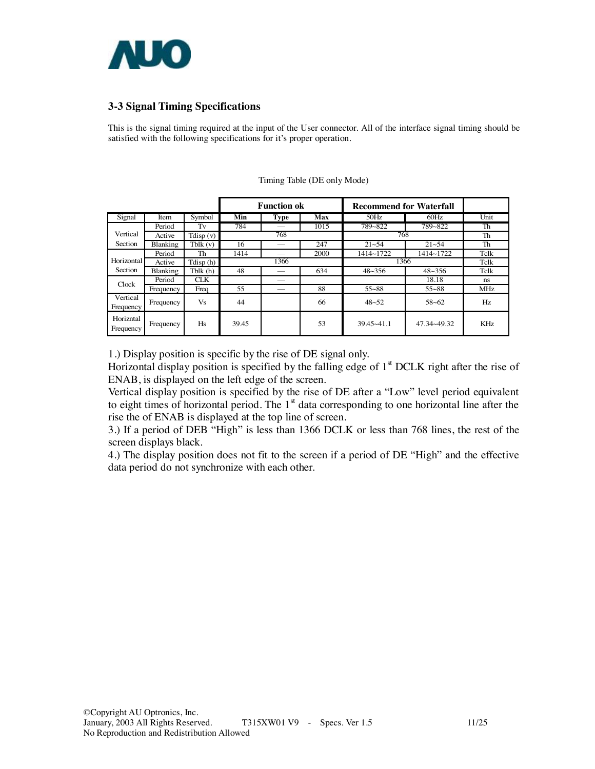## 3-3 Signal Timing Specifications

This is the signal timing required at the input of the User connector. All of the interface signal timing should be satisfied with the following specifications for it's proper operation.

Timing Table (DE only Mode)

| | | | Function ok | | | Recommend for Waterfall | | |
|---|---|---|---|---|---|---|---|---|
| Signal | Item | Symbol | Min | Type | Max | 50Hz | 60Hz | Unit |
| Vertical Section | Period | Tv | 784 | — | 1015 | 789~822 | 789~822 | Th |
| | Active | Tdisp (v) | | 768 | | 768 | | Th |
| | Blanking | Tblk (v) | 16 | — | 247 | 21~54 | 21~54 | Th |
| Horizontal Section | Period | Th | 1414 | — | 2000 | 1414~1722 | 1414~1722 | Tclk |
| | Active | Tdisp (h) | | 1366 | | 1366 | | Tclk |
| | Blanking | Tblk (h) | 48 | — | 634 | 48~356 | 48~356 | Tclk |
| Clock | Period | CLK | | — | | | 18.18 | ns |
| | Frequency | Freq | 55 | — | 88 | 55~88 | 55~88 | MHz |
| Vertical Frequency | Frequency | Vs | 44 | | 66 | 48~52 | 58~62 | Hz |
| Horiztnal Frequency | Frequency | Hs | 39.45 | | 53 | 39.45~41.1 | 47.34~49.32 | KHz |

1.) Display position is specific by the rise of DE signal only.
Horizontal display position is specified by the falling edge of 1st DCLK right after the rise of ENAB, is displayed on the left edge of the screen.
Vertical display position is specified by the rise of DE after a "Low" level period equivalent to eight times of horizontal period. The 1st data corresponding to one horizontal line after the rise the of ENAB is displayed at the top line of screen.
3.) If a period of DEB "High" is less than 1366 DCLK or less than 768 lines, the rest of the screen displays black.
4.) The display position does not fit to the screen if a period of DE "High" and the effective data period do not synchronize with each other.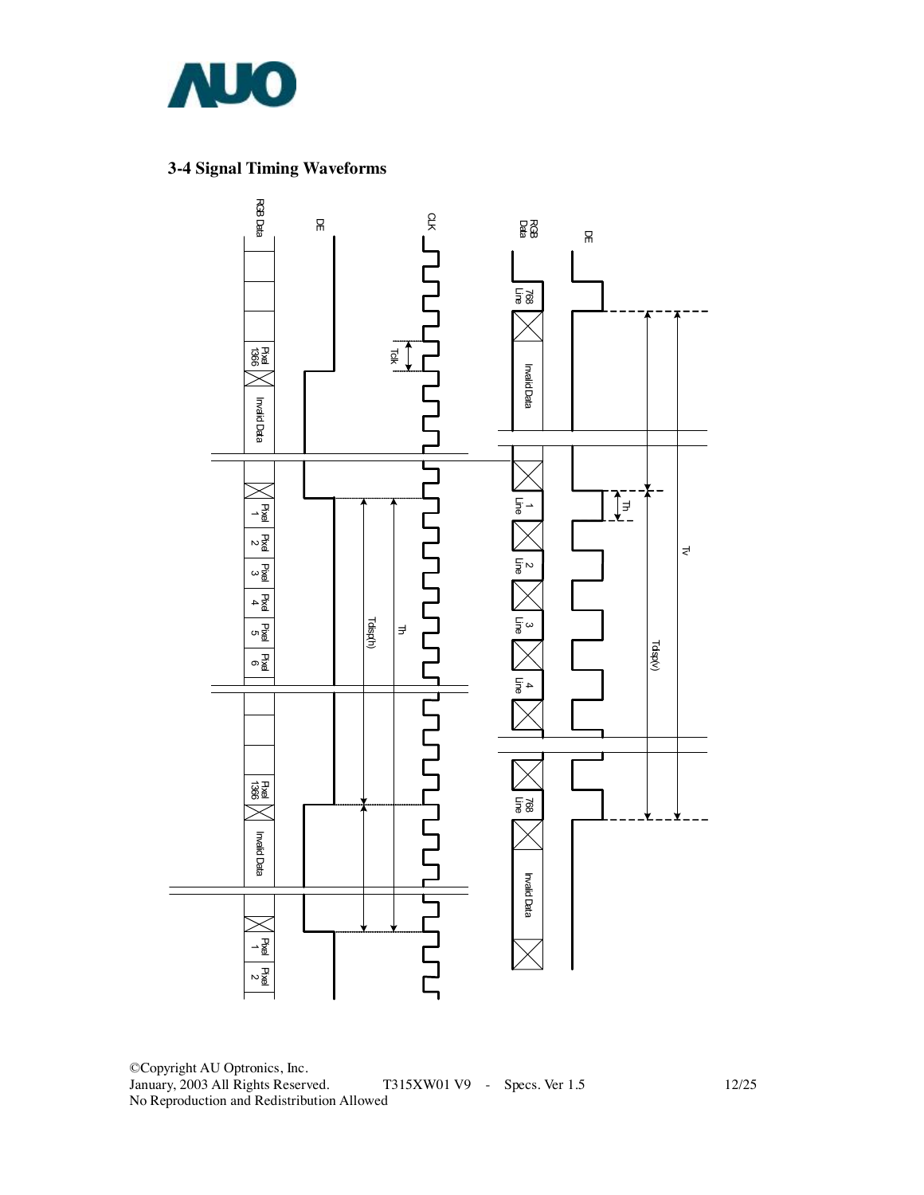### 3-4 Signal Timing Waveforms

RGB Data

DE

CLK

Tclk

Pixel 1366

Invalid Data

Pixel 1

Pixel 2

Pixel 3

Pixel 4

Pixel 5

Pixel 6

Tdisp(h)

Th

Pixel 1366

Invalid Data

Pixel 1

Pixel 2

RGB Data

DE

768 Line

Invalid Data

1 Line

2 Line

3 Line

4 Line

Th

Tv

Tdisp(v)

768 Line

Invalid Data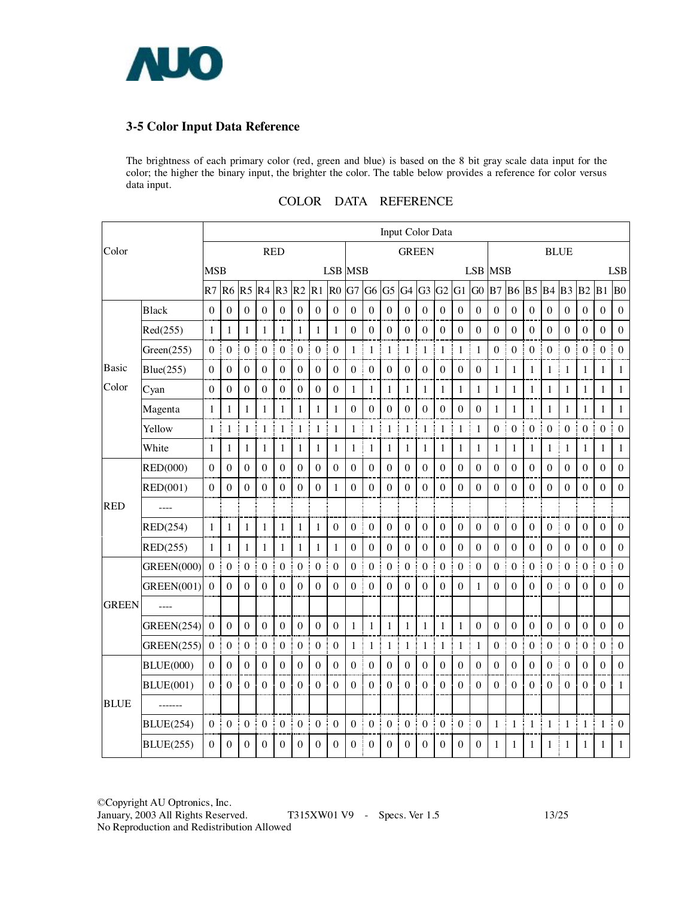## 3-5 Color Input Data Reference

The brightness of each primary color (red, green and blue) is based on the 8 bit gray scale data input for the color; the higher the binary input, the brighter the color. The table below provides a reference for color versus data input.

COLOR DATA REFERENCE

| Color | | Input Color Data | | | | | | | | | | | | | | | | | | | | | | | |
|---|---|---|---|---|---|---|---|---|---|---|---|---|---|---|---|---|---|---|---|---|---|---|---|---|---|
| | | RED | | | | | | | | GREEN | | | | | | | | BLUE | | | | | | | |
| | | MSB | | | | | | | LSB | MSB | | | | | | | LSB | MSB | | | | | | | LSB |
| | | R7 | R6 | R5 | R4 | R3 | R2 | R1 | R0 | G7 | G6 | G5 | G4 | G3 | G2 | G1 | G0 | B7 | B6 | B5 | B4 | B3 | B2 | B1 | B0 |
| Basic Color | Black | 0 | 0 | 0 | 0 | 0 | 0 | 0 | 0 | 0 | 0 | 0 | 0 | 0 | 0 | 0 | 0 | 0 | 0 | 0 | 0 | 0 | 0 | 0 | 0 |
| | Red(255) | 1 | 1 | 1 | 1 | 1 | 1 | 1 | 1 | 0 | 0 | 0 | 0 | 0 | 0 | 0 | 0 | 0 | 0 | 0 | 0 | 0 | 0 | 0 | 0 |
| | Green(255) | 0 | 0 | 0 | 0 | 0 | 0 | 0 | 0 | 1 | 1 | 1 | 1 | 1 | 1 | 1 | 1 | 0 | 0 | 0 | 0 | 0 | 0 | 0 | 0 |
| | Blue(255) | 0 | 0 | 0 | 0 | 0 | 0 | 0 | 0 | 0 | 0 | 0 | 0 | 0 | 0 | 0 | 0 | 1 | 1 | 1 | 1 | 1 | 1 | 1 | 1 |
| | Cyan | 0 | 0 | 0 | 0 | 0 | 0 | 0 | 0 | 1 | 1 | 1 | 1 | 1 | 1 | 1 | 1 | 1 | 1 | 1 | 1 | 1 | 1 | 1 | 1 |
| | Magenta | 1 | 1 | 1 | 1 | 1 | 1 | 1 | 1 | 0 | 0 | 0 | 0 | 0 | 0 | 0 | 0 | 1 | 1 | 1 | 1 | 1 | 1 | 1 | 1 |
| | Yellow | 1 | 1 | 1 | 1 | 1 | 1 | 1 | 1 | 1 | 1 | 1 | 1 | 1 | 1 | 1 | 1 | 0 | 0 | 0 | 0 | 0 | 0 | 0 | 0 |
| | White | 1 | 1 | 1 | 1 | 1 | 1 | 1 | 1 | 1 | 1 | 1 | 1 | 1 | 1 | 1 | 1 | 1 | 1 | 1 | 1 | 1 | 1 | 1 | 1 |
| RED | RED(000) | 0 | 0 | 0 | 0 | 0 | 0 | 0 | 0 | 0 | 0 | 0 | 0 | 0 | 0 | 0 | 0 | 0 | 0 | 0 | 0 | 0 | 0 | 0 | 0 |
| | RED(001) | 0 | 0 | 0 | 0 | 0 | 0 | 0 | 1 | 0 | 0 | 0 | 0 | 0 | 0 | 0 | 0 | 0 | 0 | 0 | 0 | 0 | 0 | 0 | 0 |
| | ---- | | | | | | | | | | | | | | | | | | | | | | | | |
| | RED(254) | 1 | 1 | 1 | 1 | 1 | 1 | 1 | 0 | 0 | 0 | 0 | 0 | 0 | 0 | 0 | 0 | 0 | 0 | 0 | 0 | 0 | 0 | 0 | 0 |
| | RED(255) | 1 | 1 | 1 | 1 | 1 | 1 | 1 | 1 | 0 | 0 | 0 | 0 | 0 | 0 | 0 | 0 | 0 | 0 | 0 | 0 | 0 | 0 | 0 | 0 |
| GREEN | GREEN(000) | 0 | 0 | 0 | 0 | 0 | 0 | 0 | 0 | 0 | 0 | 0 | 0 | 0 | 0 | 0 | 0 | 0 | 0 | 0 | 0 | 0 | 0 | 0 | 0 |
| | GREEN(001) | 0 | 0 | 0 | 0 | 0 | 0 | 0 | 0 | 0 | 0 | 0 | 0 | 0 | 0 | 0 | 1 | 0 | 0 | 0 | 0 | 0 | 0 | 0 | 0 |
| | ---- | | | | | | | | | | | | | | | | | | | | | | | | |
| | GREEN(254) | 0 | 0 | 0 | 0 | 0 | 0 | 0 | 0 | 1 | 1 | 1 | 1 | 1 | 1 | 1 | 0 | 0 | 0 | 0 | 0 | 0 | 0 | 0 | 0 |
| | GREEN(255) | 0 | 0 | 0 | 0 | 0 | 0 | 0 | 0 | 1 | 1 | 1 | 1 | 1 | 1 | 1 | 1 | 0 | 0 | 0 | 0 | 0 | 0 | 0 | 0 |
| BLUE | BLUE(000) | 0 | 0 | 0 | 0 | 0 | 0 | 0 | 0 | 0 | 0 | 0 | 0 | 0 | 0 | 0 | 0 | 0 | 0 | 0 | 0 | 0 | 0 | 0 | 0 |
| | BLUE(001) | 0 | 0 | 0 | 0 | 0 | 0 | 0 | 0 | 0 | 0 | 0 | 0 | 0 | 0 | 0 | 0 | 0 | 0 | 0 | 0 | 0 | 0 | 0 | 1 |
| | ------- | | | | | | | | | | | | | | | | | | | | | | | | |
| | BLUE(254) | 0 | 0 | 0 | 0 | 0 | 0 | 0 | 0 | 0 | 0 | 0 | 0 | 0 | 0 | 0 | 0 | 1 | 1 | 1 | 1 | 1 | 1 | 1 | 0 |
| | BLUE(255) | 0 | 0 | 0 | 0 | 0 | 0 | 0 | 0 | 0 | 0 | 0 | 0 | 0 | 0 | 0 | 0 | 1 | 1 | 1 | 1 | 1 | 1 | 1 | 1 |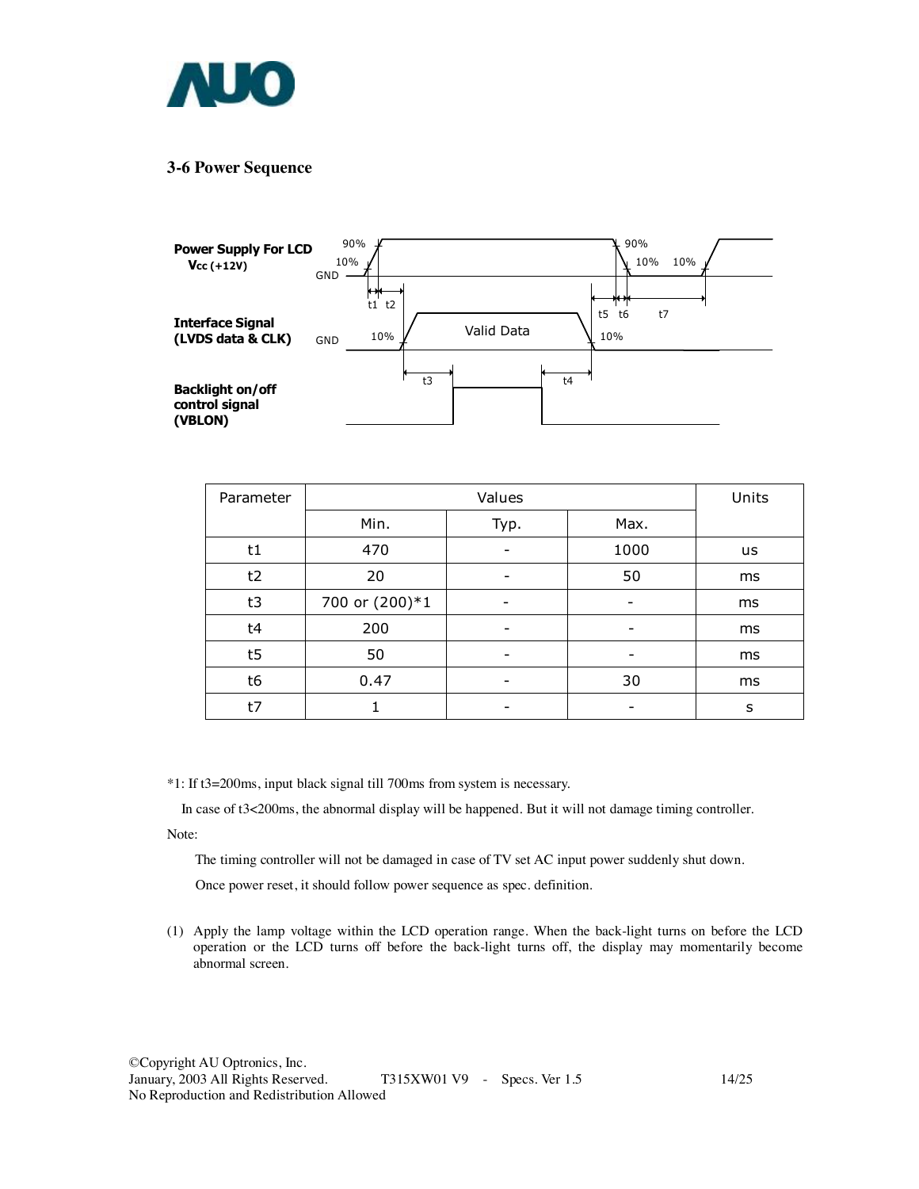### 3-6 Power Sequence

Power Supply For LCD
Vcc (+12V)

Interface Signal
(LVDS data & CLK)

Backlight on/off
control signal
(VBLON)

| Parameter | Values | | | Units |
|---|---|---|---|---|
| | Min. | Typ. | Max. | |
| t1 | 470 | - | 1000 | us |
| t2 | 20 | - | 50 | ms |
| t3 | 700 or (200)*1 | - | - | ms |
| t4 | 200 | - | - | ms |
| t5 | 50 | - | - | ms |
| t6 | 0.47 | - | 30 | ms |
| t7 | 1 | - | - | s |

*1: If t3=200ms, input black signal till 700ms from system is necessary.

In case of t3<200ms, the abnormal display will be happened. But it will not damage timing controller.

Note:

The timing controller will not be damaged in case of TV set AC input power suddenly shut down.

Once power reset, it should follow power sequence as spec. definition.

(1) Apply the lamp voltage within the LCD operation range. When the back-light turns on before the LCD operation or the LCD turns off before the back-light turns off, the display may momentarily become abnormal screen.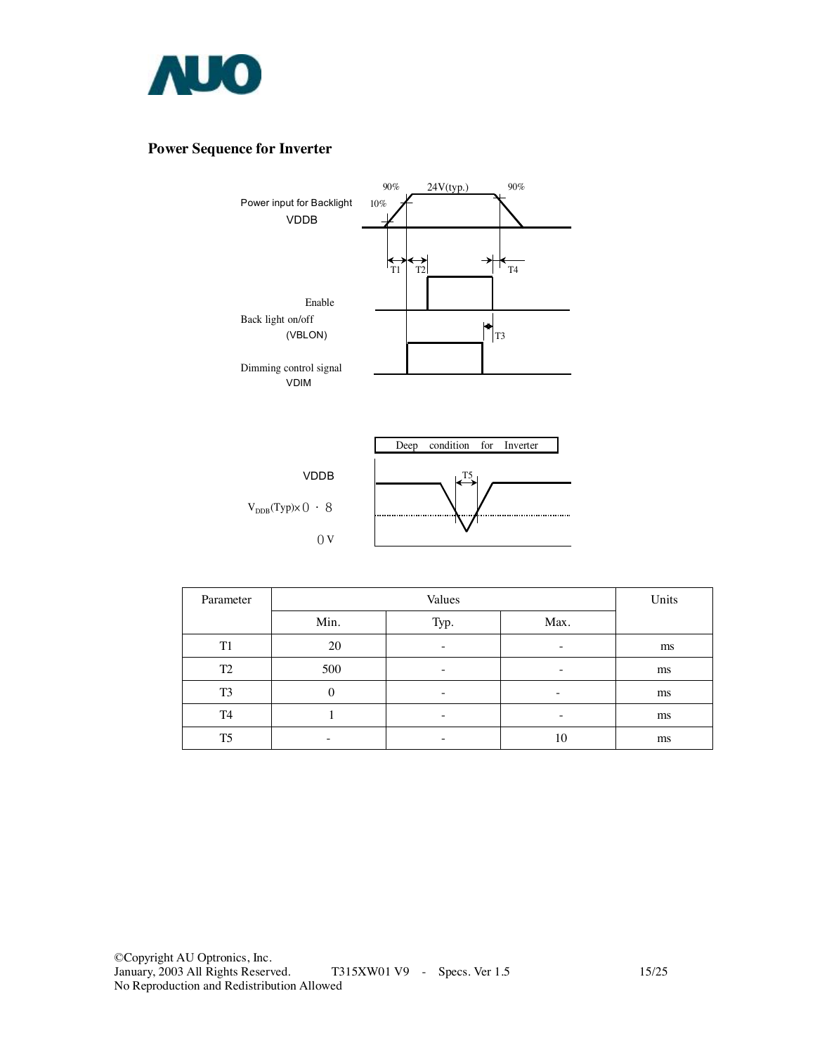## Power Sequence for Inverter

Power input for Backlight VDDB

90% 24V(typ.) 90%

10%

T1 T2 T4

Enable Back light on/off (VBLON)

T3

Dimming control signal VDIM

Deep condition for Inverter

VDDB

T5

$V_{DDB}$(Typ)×0.8

0 V

| Parameter | Values | | | Units |
|---|---|---|---|---|
| | Min. | Typ. | Max. | |
| T1 | 20 | - | - | ms |
| T2 | 500 | - | - | ms |
| T3 | 0 | - | - | ms |
| T4 | 1 | - | - | ms |
| T5 | - | - | 10 | ms |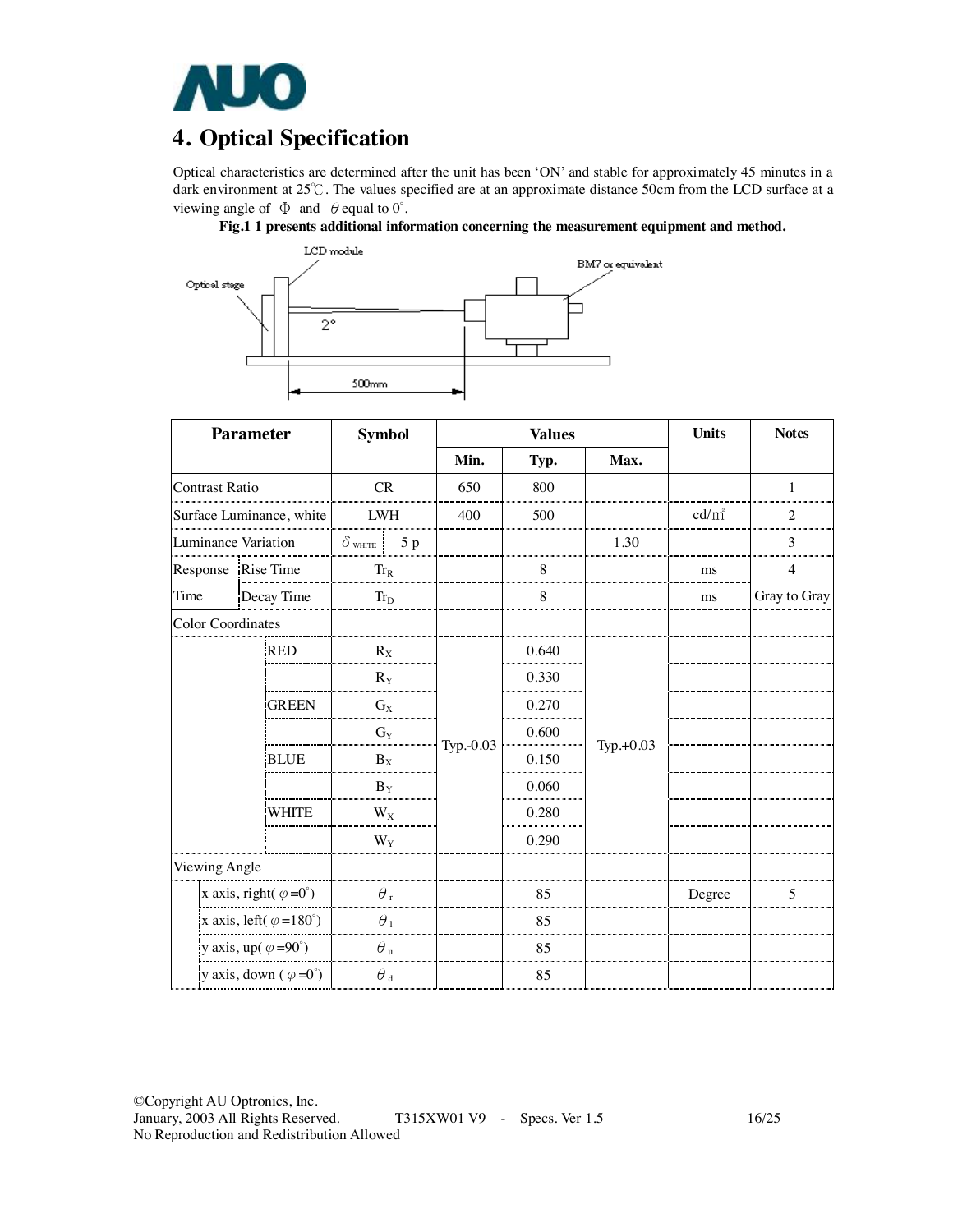# 4. Optical Specification

Optical characteristics are determined after the unit has been 'ON' and stable for approximately 45 minutes in a dark environment at 25℃. The values specified are at an approximate distance 50cm from the LCD surface at a viewing angle of Φ and θ equal to 0°.

**Fig.1 1 presents additional information concerning the measurement equipment and method.**

| Parameter | | Symbol | Min. | Typ. | Max. | Units | Notes |
|---|---|---|---|---|---|---|---|
| Contrast Ratio | | CR | 650 | 800 | | | 1 |
| Surface Luminance, white | | LWH | 400 | 500 | | cd/m² | 2 |
| Luminance Variation | | $\delta_{WHITE}$ 5 p | | | 1.30 | | 3 |
| Response Time | Rise Time | $Tr_R$ | | 8 | | ms | 4 |
| | Decay Time | $Tr_D$ | | 8 | | ms | Gray to Gray |
| Color Coordinates | | | | | | | |
| | RED | $R_X$ | Typ.-0.03 | 0.640 | Typ.+0.03 | | |
| | | $R_Y$ | | 0.330 | | | |
| | GREEN | $G_X$ | | 0.270 | | | |
| | | $G_Y$ | | 0.600 | | | |
| | BLUE | $B_X$ | | 0.150 | | | |
| | | $B_Y$ | | 0.060 | | | |
| | WHITE | $W_X$ | | 0.280 | | | |
| | | $W_Y$ | | 0.290 | | | |
| Viewing Angle | | | | | | | |
| | x axis, right( $\varphi$=0°) | $\theta_r$ | | 85 | | Degree | 5 |
| | x axis, left( $\varphi$=180°) | $\theta_l$ | | 85 | | | |
| | y axis, up( $\varphi$=90°) | $\theta_u$ | | 85 | | | |
| | y axis, down ( $\varphi$=0°) | $\theta_d$ | | 85 | | | |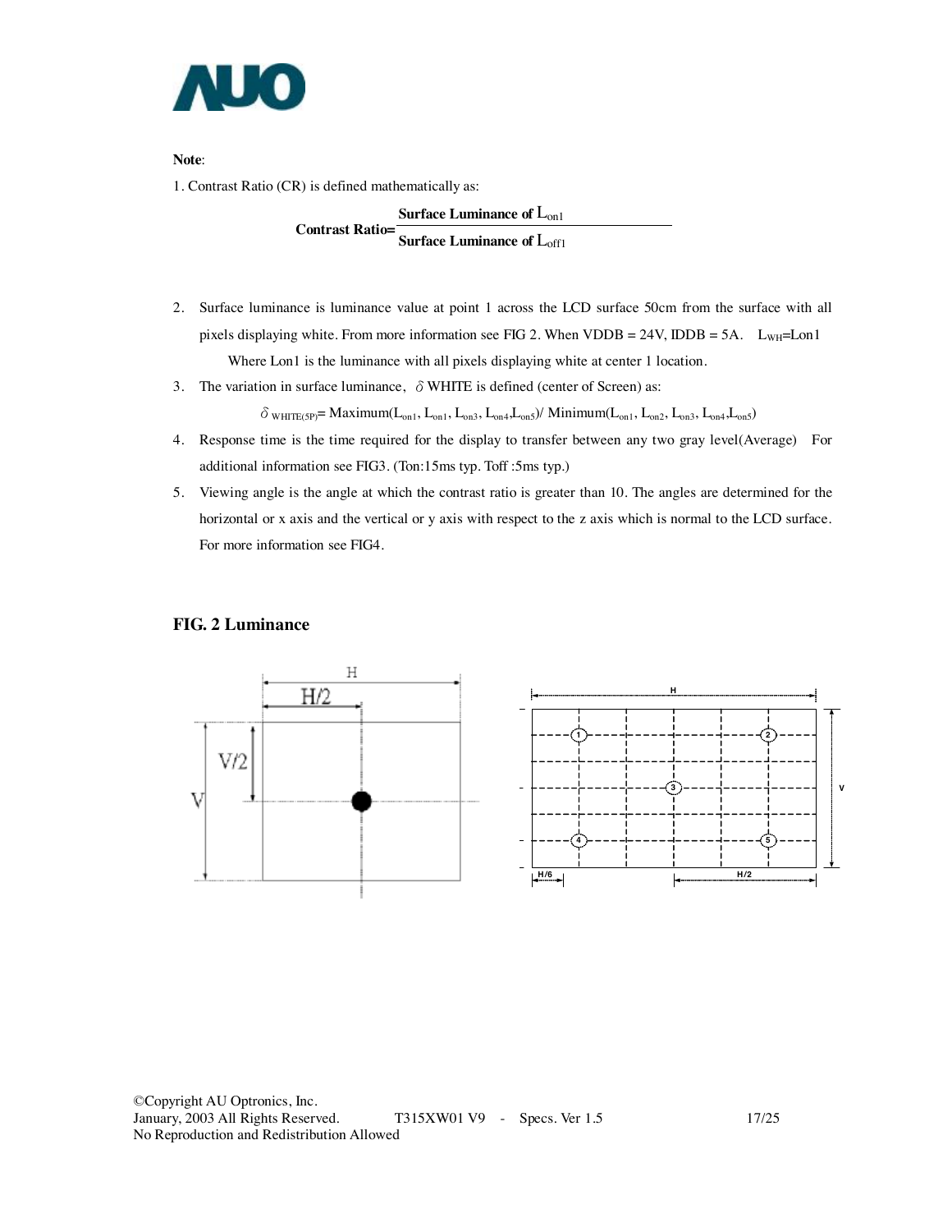**Note**:

1. Contrast Ratio (CR) is defined mathematically as:

$$\textbf{Contrast Ratio}=\frac{\textbf{Surface Luminance of } L_{on1}}{\textbf{Surface Luminance of } L_{off1}}$$

2. Surface luminance is luminance value at point 1 across the LCD surface 50cm from the surface with all pixels displaying white. From more information see FIG 2. When VDDB = 24V, IDDB = 5A. $L_{WH}$=Lon1

   Where Lon1 is the luminance with all pixels displaying white at center 1 location.

3. The variation in surface luminance, $\delta$ WHITE is defined (center of Screen) as:

   $\delta_{WHITE(5P)}$= Maximum($L_{on1}$, $L_{on1}$, $L_{on3}$, $L_{on4}$,$L_{on5}$)/ Minimum($L_{on1}$, $L_{on2}$, $L_{on3}$, $L_{on4}$,$L_{on5}$)

4. Response time is the time required for the display to transfer between any two gray level(Average) For additional information see FIG3. (Ton:15ms typ. Toff :5ms typ.)

5. Viewing angle is the angle at which the contrast ratio is greater than 10. The angles are determined for the horizontal or x axis and the vertical or y axis with respect to the z axis which is normal to the LCD surface. For more information see FIG4.

### FIG. 2 Luminance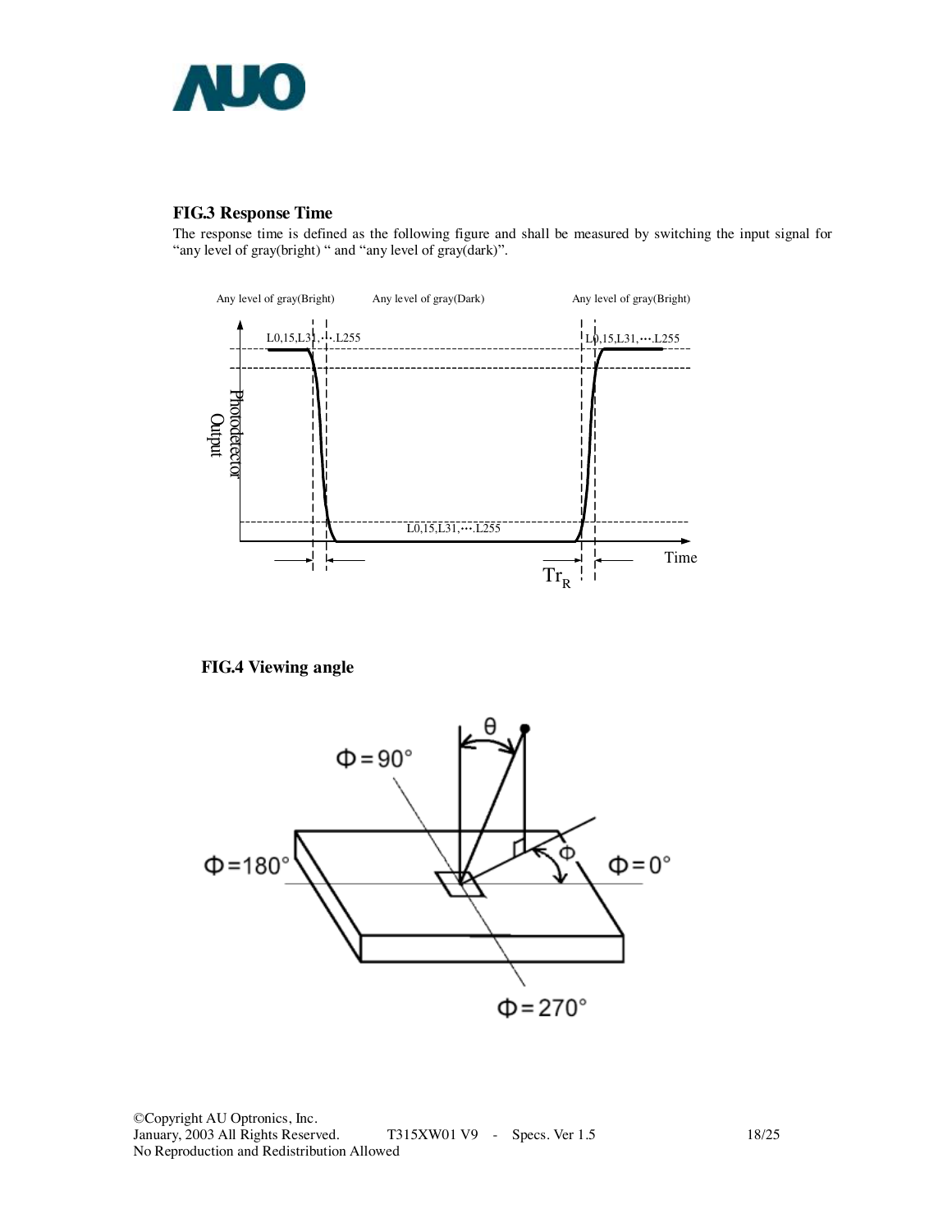**FIG.3 Response Time**

The response time is defined as the following figure and shall be measured by switching the input signal for "any level of gray(bright) " and "any level of gray(dark)".

**FIG.4 Viewing angle**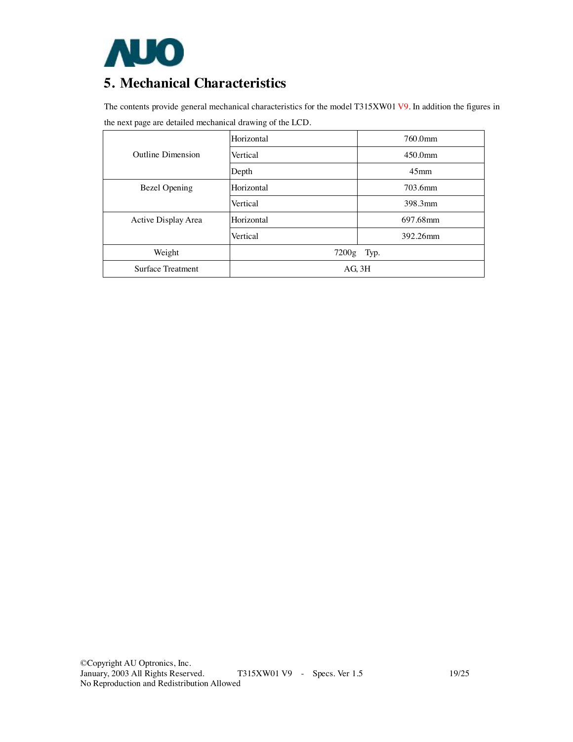# 5. Mechanical Characteristics

The contents provide general mechanical characteristics for the model T315XW01 V9. In addition the figures in the next page are detailed mechanical drawing of the LCD.

| | | |
|---|---|---|
| Outline Dimension | Horizontal | 760.0mm |
| | Vertical | 450.0mm |
| | Depth | 45mm |
| Bezel Opening | Horizontal | 703.6mm |
| | Vertical | 398.3mm |
| Active Display Area | Horizontal | 697.68mm |
| | Vertical | 392.26mm |
| Weight | 7200g Typ. | |
| Surface Treatment | AG, 3H | |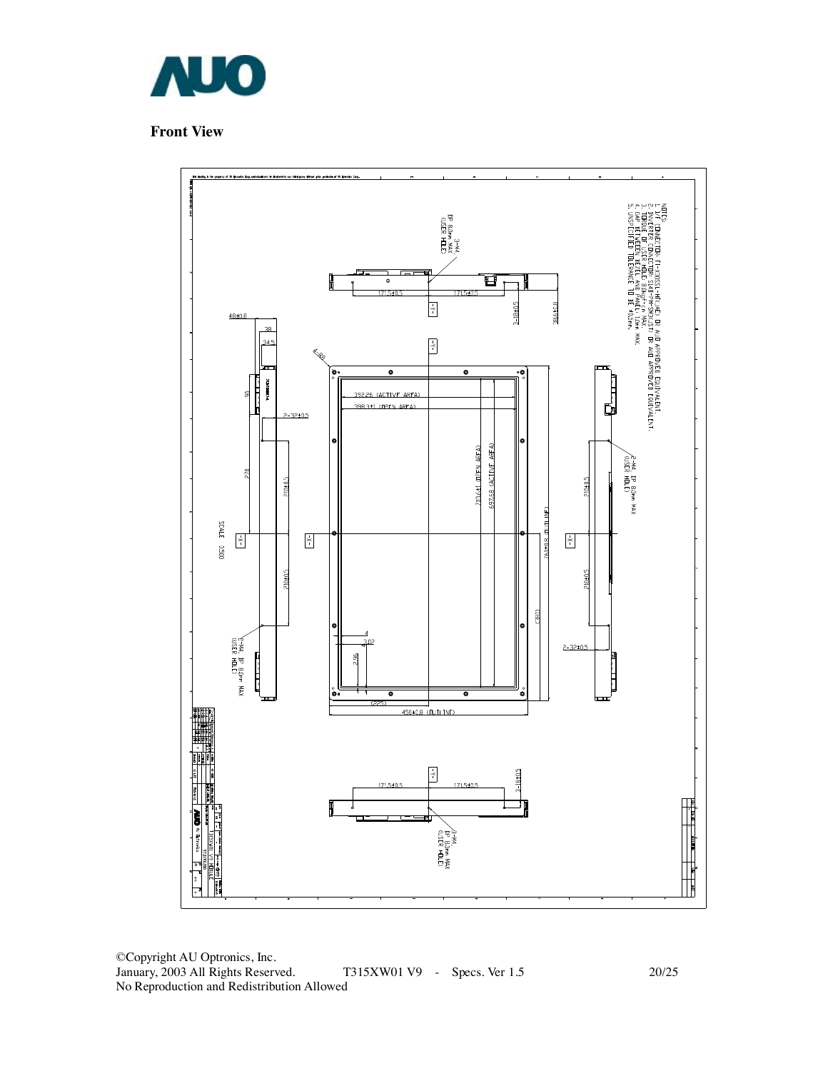**Front View**

NOTES:
1. LVDS CONNECTOR: FI-X30SSL-HF (JAE) OR AUO APPROVED EQUIVALENT.
2. INVERTER CONNECTOR: S14B-PH-SM3(JST) OR AUO APPROVED EQUIVALENT.
3. TORQUE OF USER HOLE: 8.0kgf-cm MAX.
4. GAP BETWEEN BEZEL AND PANEL: 1.0mm MAX.
5. UNSPECIFIED TOLERANCE TO BE ±0.5mm.

352.26 (ACTIVE AREA)

398.3±1 (OPEN AREA)

703.41 (OPEN AREA)

697.68 (ACTIVE AREA)

760±1.8 (OUTLINE)

450±0.8 (OUTLINE)

(225)

(380)

48±0.8

38±0.8

2-32±0.5

210±0.5

171.5±0.5

3-18±0.5

2-M4 DP 8.0mm MAX (USER HOLE)

3-M4 DP 8.0mm MAX (USER HOLE)

SCALE 0.500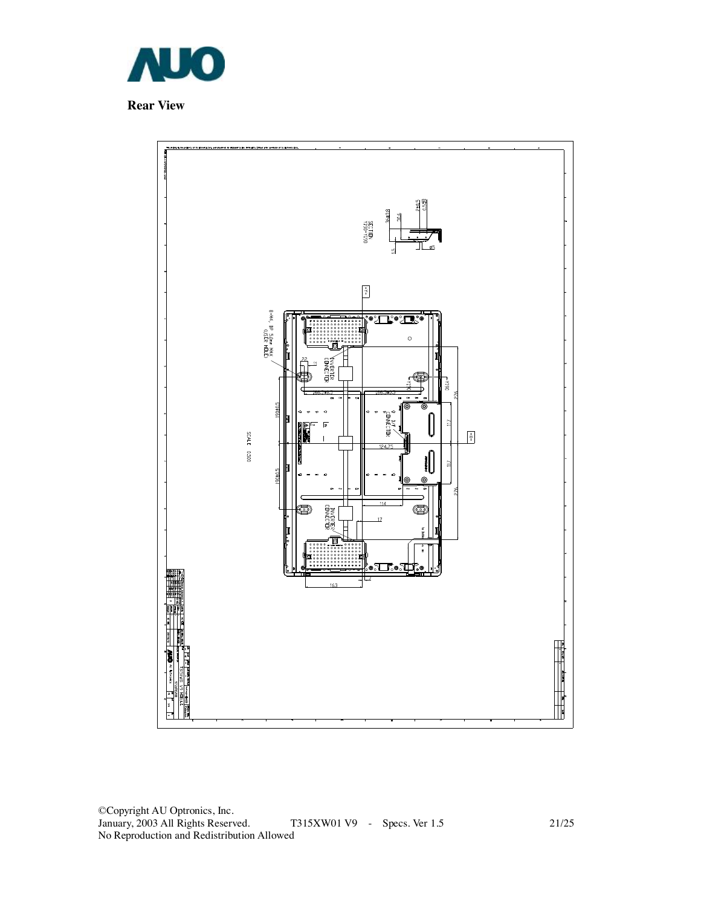**Rear View**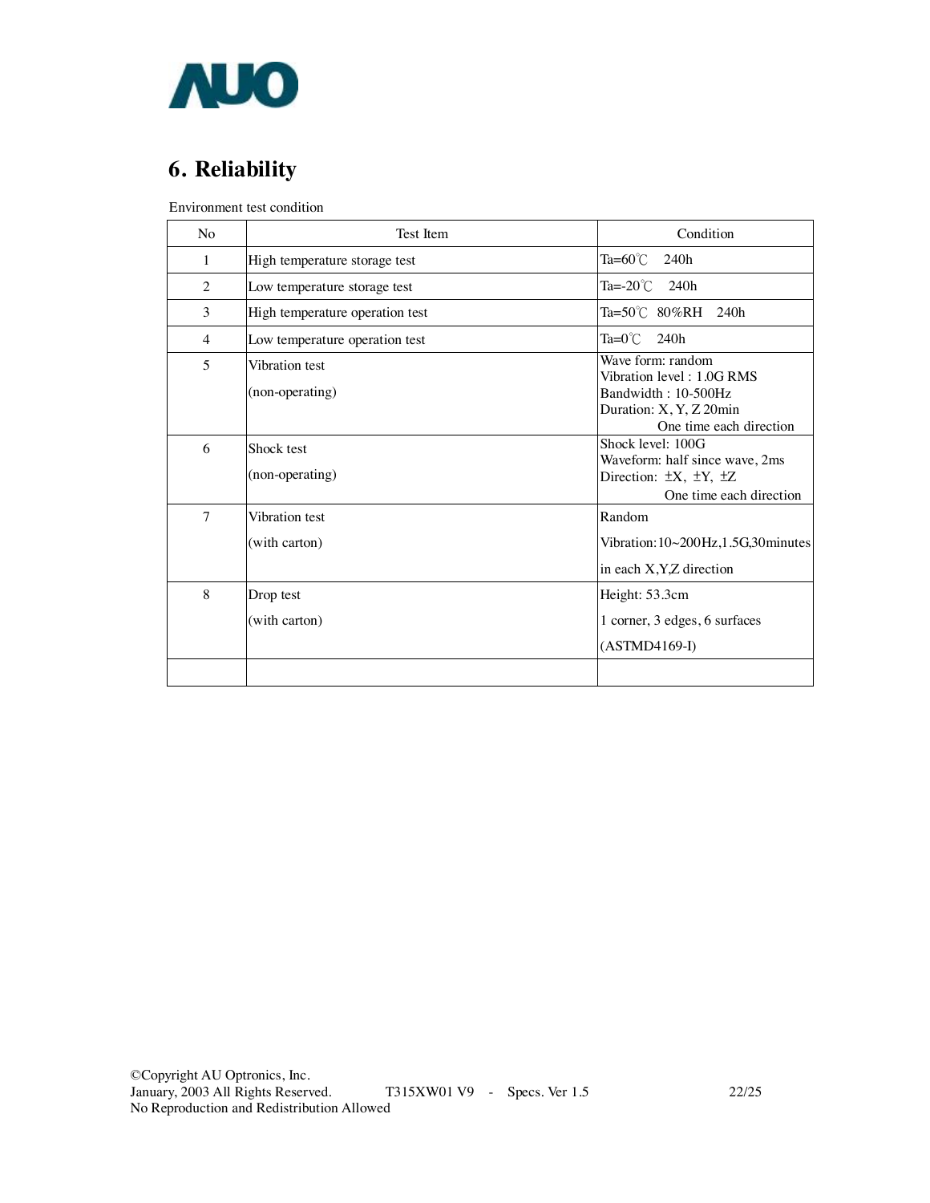# 6. Reliability

Environment test condition

| No | Test Item | Condition |
|---|---|---|
| 1 | High temperature storage test | Ta=60℃ 240h |
| 2 | Low temperature storage test | Ta=-20℃ 240h |
| 3 | High temperature operation test | Ta=50℃ 80%RH 240h |
| 4 | Low temperature operation test | Ta=0℃ 240h |
| 5 | Vibration test<br>(non-operating) | Wave form: random<br>Vibration level : 1.0G RMS<br>Bandwidth : 10-500Hz<br>Duration: X, Y, Z 20min<br>One time each direction |
| 6 | Shock test<br>(non-operating) | Shock level: 100G<br>Waveform: half since wave, 2ms<br>Direction: ±X, ±Y, ±Z<br>One time each direction |
| 7 | Vibration test<br>(with carton) | Random<br>Vibration:10~200Hz,1.5G,30minutes<br>in each X,Y,Z direction |
| 8 | Drop test<br>(with carton) | Height: 53.3cm<br>1 corner, 3 edges, 6 surfaces<br>(ASTMD4169-I) |
| | | |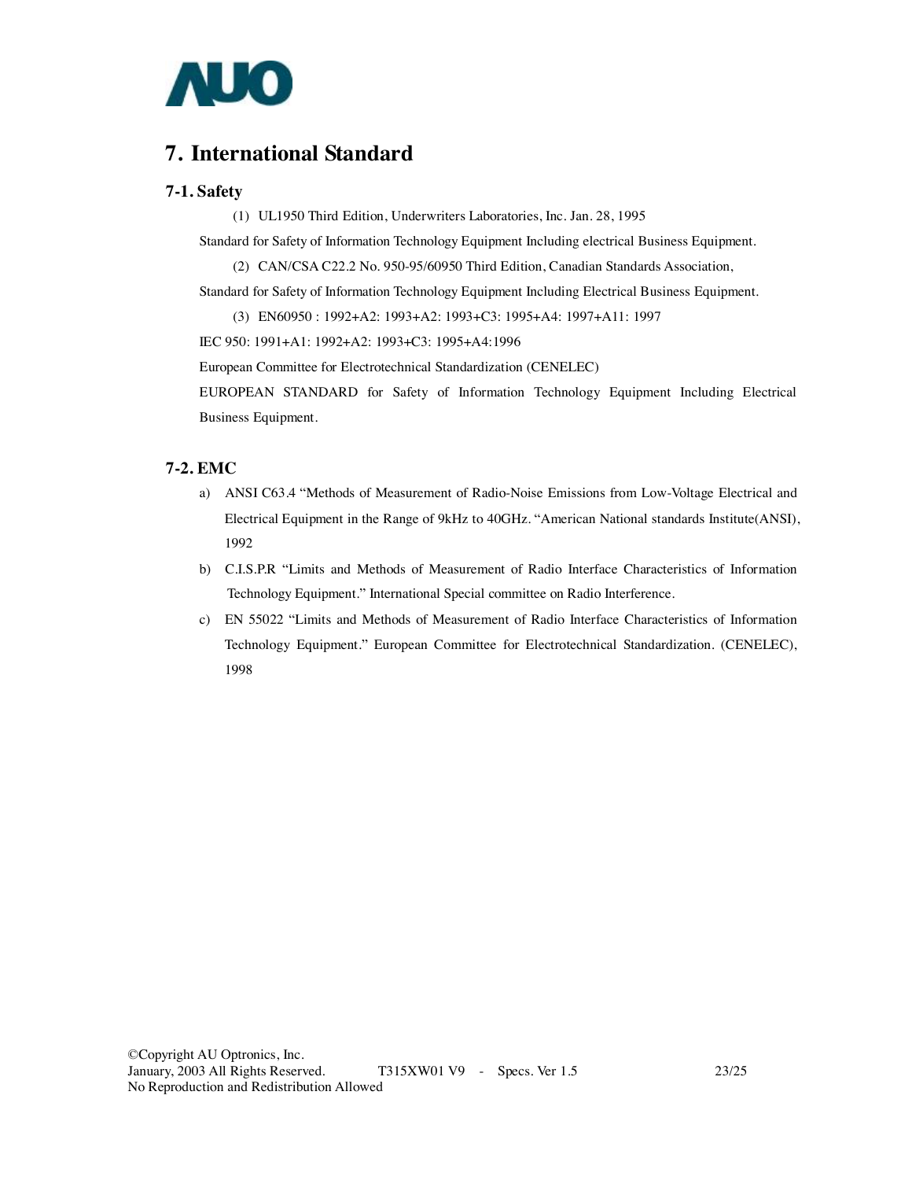# 7. International Standard

## 7-1. Safety

(1) UL1950 Third Edition, Underwriters Laboratories, Inc. Jan. 28, 1995

Standard for Safety of Information Technology Equipment Including electrical Business Equipment.

(2) CAN/CSA C22.2 No. 950-95/60950 Third Edition, Canadian Standards Association,

Standard for Safety of Information Technology Equipment Including Electrical Business Equipment.

(3) EN60950 : 1992+A2: 1993+A2: 1993+C3: 1995+A4: 1997+A11: 1997

IEC 950: 1991+A1: 1992+A2: 1993+C3: 1995+A4:1996

European Committee for Electrotechnical Standardization (CENELEC)

EUROPEAN STANDARD for Safety of Information Technology Equipment Including Electrical Business Equipment.

## 7-2. EMC

a) ANSI C63.4 "Methods of Measurement of Radio-Noise Emissions from Low-Voltage Electrical and Electrical Equipment in the Range of 9kHz to 40GHz. "American National standards Institute(ANSI), 1992

b) C.I.S.P.R "Limits and Methods of Measurement of Radio Interface Characteristics of Information Technology Equipment." International Special committee on Radio Interference.

c) EN 55022 "Limits and Methods of Measurement of Radio Interface Characteristics of Information Technology Equipment." European Committee for Electrotechnical Standardization. (CENELEC), 1998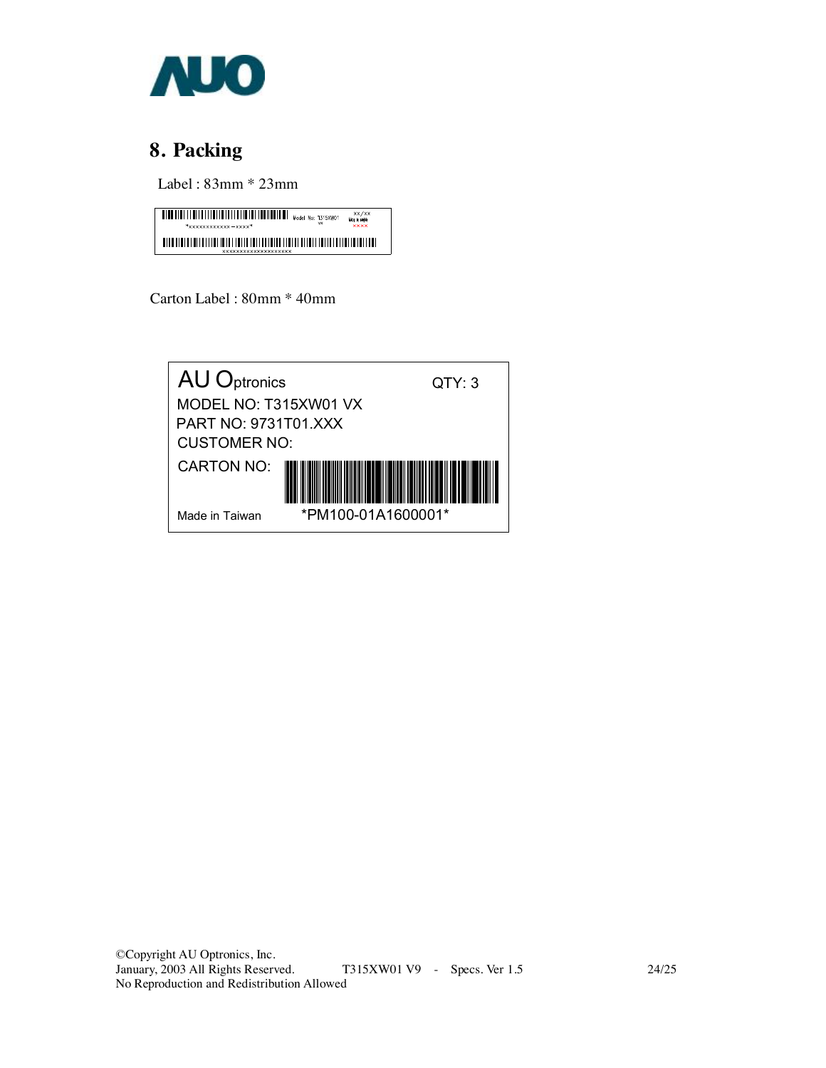## 8. Packing

Label : 83mm * 23mm

Model No: T315XW01 VX

xx/xx

xxxx

*xxxxxxxxxxxx-xxxx*

xxxxxxxxxxxxxxxxxxxx

Carton Label : 80mm * 40mm

AU Optronics QTY: 3

MODEL NO: T315XW01 VX

PART NO: 9731T01.XXX

CUSTOMER NO:

CARTON NO:

Made in Taiwan *PM100-01A1600001*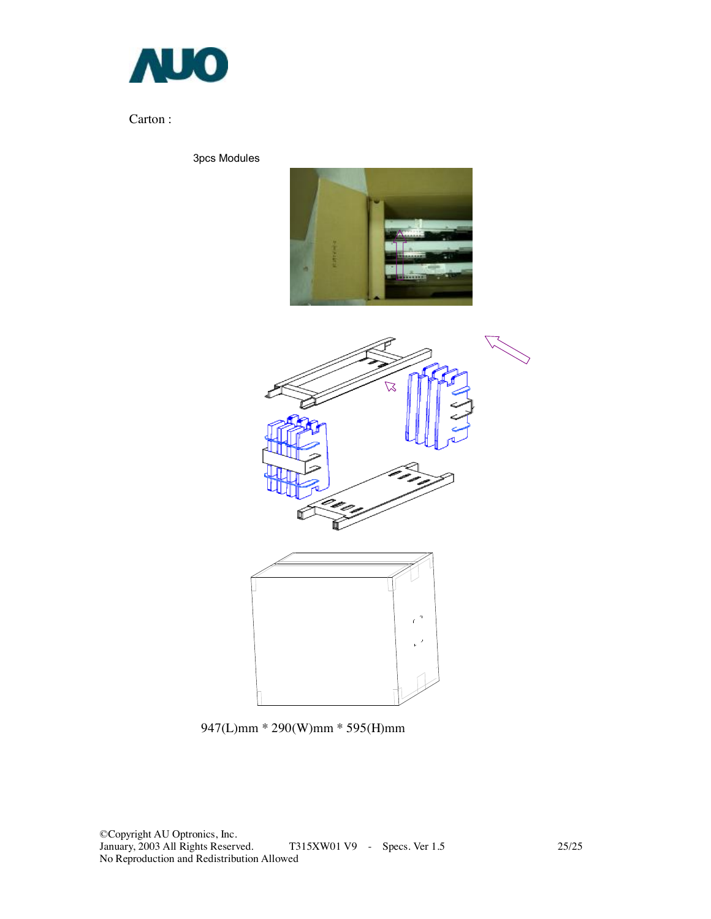Carton :

3pcs Modules

947(L)mm * 290(W)mm * 595(H)mm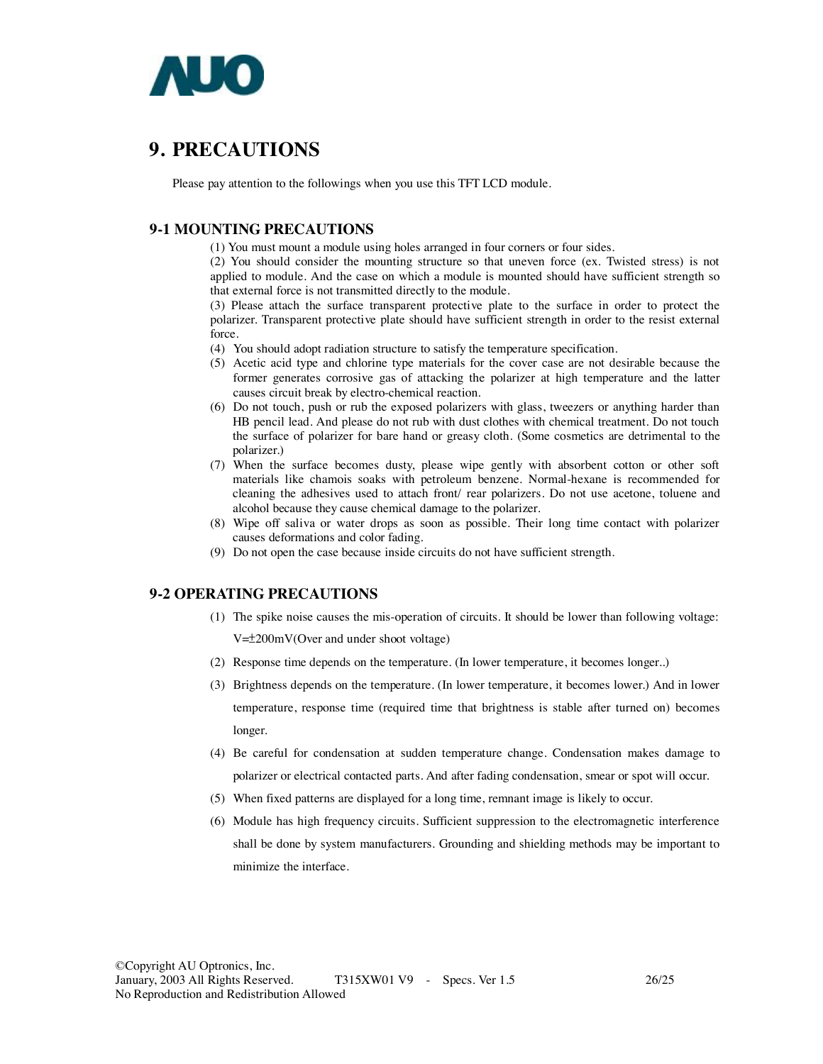# 9. PRECAUTIONS

Please pay attention to the followings when you use this TFT LCD module.

## 9-1 MOUNTING PRECAUTIONS

(1) You must mount a module using holes arranged in four corners or four sides.
(2) You should consider the mounting structure so that uneven force (ex. Twisted stress) is not applied to module. And the case on which a module is mounted should have sufficient strength so that external force is not transmitted directly to the module.
(3) Please attach the surface transparent protective plate to the surface in order to protect the polarizer. Transparent protective plate should have sufficient strength in order to the resist external force.
(4) You should adopt radiation structure to satisfy the temperature specification.
(5) Acetic acid type and chlorine type materials for the cover case are not desirable because the former generates corrosive gas of attacking the polarizer at high temperature and the latter causes circuit break by electro-chemical reaction.
(6) Do not touch, push or rub the exposed polarizers with glass, tweezers or anything harder than HB pencil lead. And please do not rub with dust clothes with chemical treatment. Do not touch the surface of polarizer for bare hand or greasy cloth. (Some cosmetics are detrimental to the polarizer.)
(7) When the surface becomes dusty, please wipe gently with absorbent cotton or other soft materials like chamois soaks with petroleum benzene. Normal-hexane is recommended for cleaning the adhesives used to attach front/ rear polarizers. Do not use acetone, toluene and alcohol because they cause chemical damage to the polarizer.
(8) Wipe off saliva or water drops as soon as possible. Their long time contact with polarizer causes deformations and color fading.
(9) Do not open the case because inside circuits do not have sufficient strength.

## 9-2 OPERATING PRECAUTIONS

(1) The spike noise causes the mis-operation of circuits. It should be lower than following voltage: V=±200mV(Over and under shoot voltage)
(2) Response time depends on the temperature. (In lower temperature, it becomes longer..)
(3) Brightness depends on the temperature. (In lower temperature, it becomes lower.) And in lower temperature, response time (required time that brightness is stable after turned on) becomes longer.
(4) Be careful for condensation at sudden temperature change. Condensation makes damage to polarizer or electrical contacted parts. And after fading condensation, smear or spot will occur.
(5) When fixed patterns are displayed for a long time, remnant image is likely to occur.
(6) Module has high frequency circuits. Sufficient suppression to the electromagnetic interference shall be done by system manufacturers. Grounding and shielding methods may be important to minimize the interface.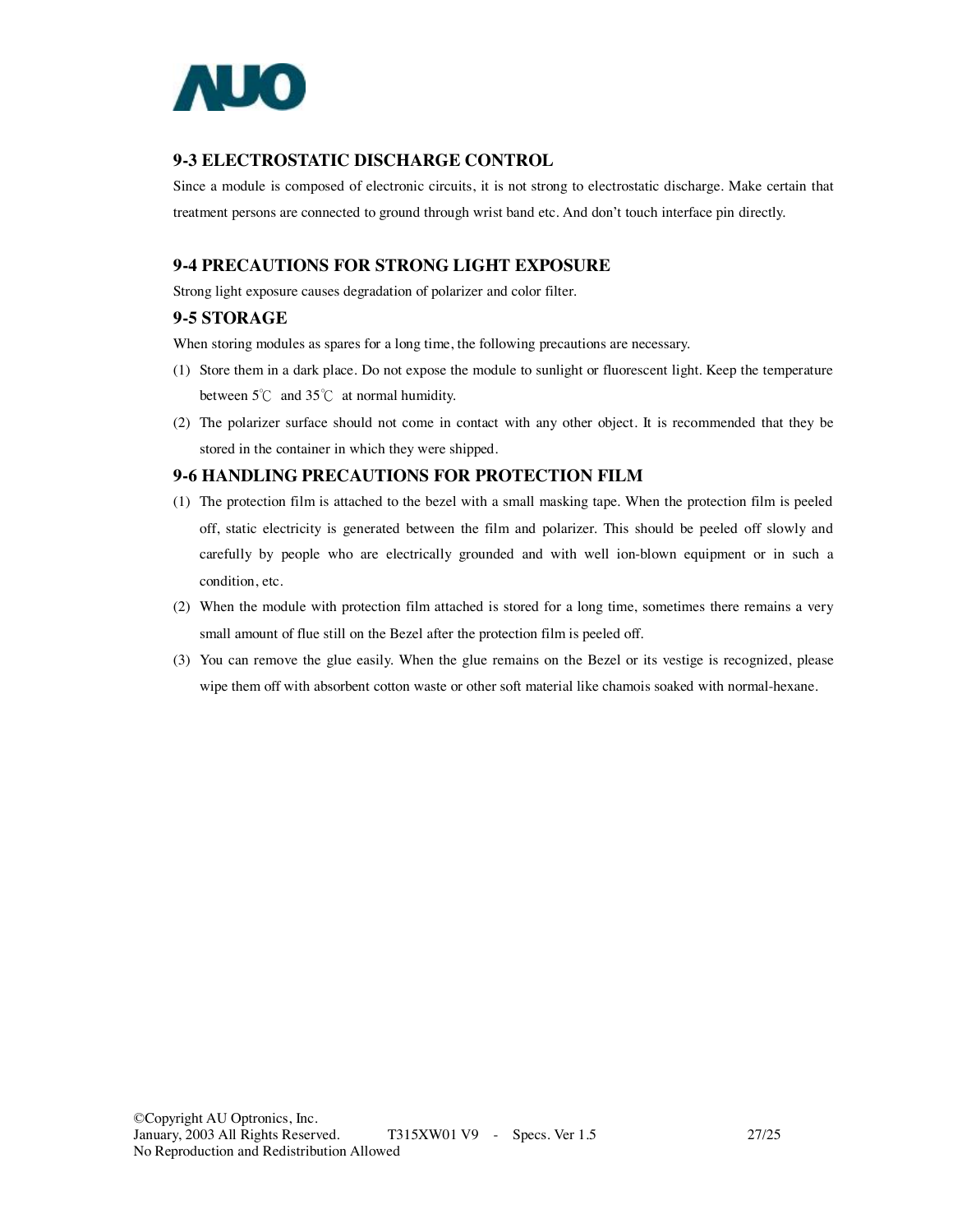## 9-3 ELECTROSTATIC DISCHARGE CONTROL

Since a module is composed of electronic circuits, it is not strong to electrostatic discharge. Make certain that treatment persons are connected to ground through wrist band etc. And don't touch interface pin directly.

## 9-4 PRECAUTIONS FOR STRONG LIGHT EXPOSURE

Strong light exposure causes degradation of polarizer and color filter.

## 9-5 STORAGE

When storing modules as spares for a long time, the following precautions are necessary.

(1) Store them in a dark place. Do not expose the module to sunlight or fluorescent light. Keep the temperature between 5℃ and 35℃ at normal humidity.

(2) The polarizer surface should not come in contact with any other object. It is recommended that they be stored in the container in which they were shipped.

## 9-6 HANDLING PRECAUTIONS FOR PROTECTION FILM

(1) The protection film is attached to the bezel with a small masking tape. When the protection film is peeled off, static electricity is generated between the film and polarizer. This should be peeled off slowly and carefully by people who are electrically grounded and with well ion-blown equipment or in such a condition, etc.

(2) When the module with protection film attached is stored for a long time, sometimes there remains a very small amount of flue still on the Bezel after the protection film is peeled off.

(3) You can remove the glue easily. When the glue remains on the Bezel or its vestige is recognized, please wipe them off with absorbent cotton waste or other soft material like chamois soaked with normal-hexane.